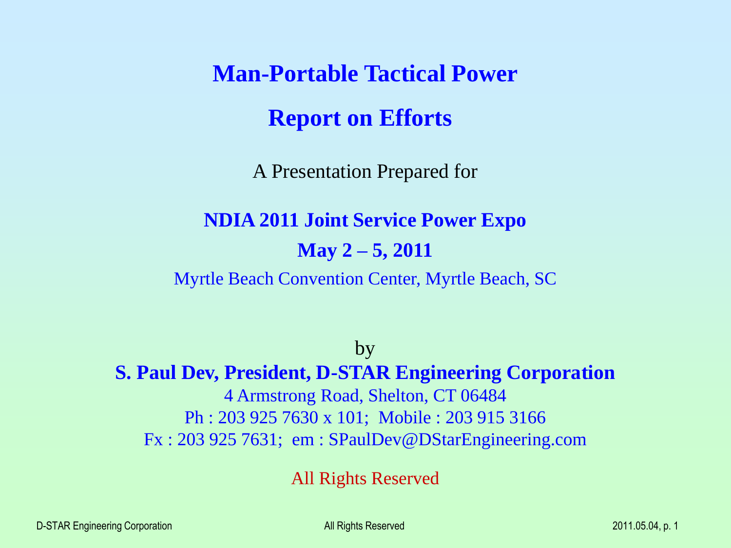# Man-Portable Tactical Power

## Report on Efforts

A Presentation Prepared for

**NDIA 2011 Joint Service Power Expo**

**May 2 – 5, 2011**

Myrtle Beach Convention Center, Myrtle Beach, SC

by

**S. Paul Dev, President, D-STAR Engineering Corporation**

4 Armstrong Road, Shelton, CT 06484

Ph : 203 925 7630 x 101; Mobile : 203 915 3166

Fx : 203 925 7631; em : SPaulDev@DStarEngineering.com

All Rights Reserved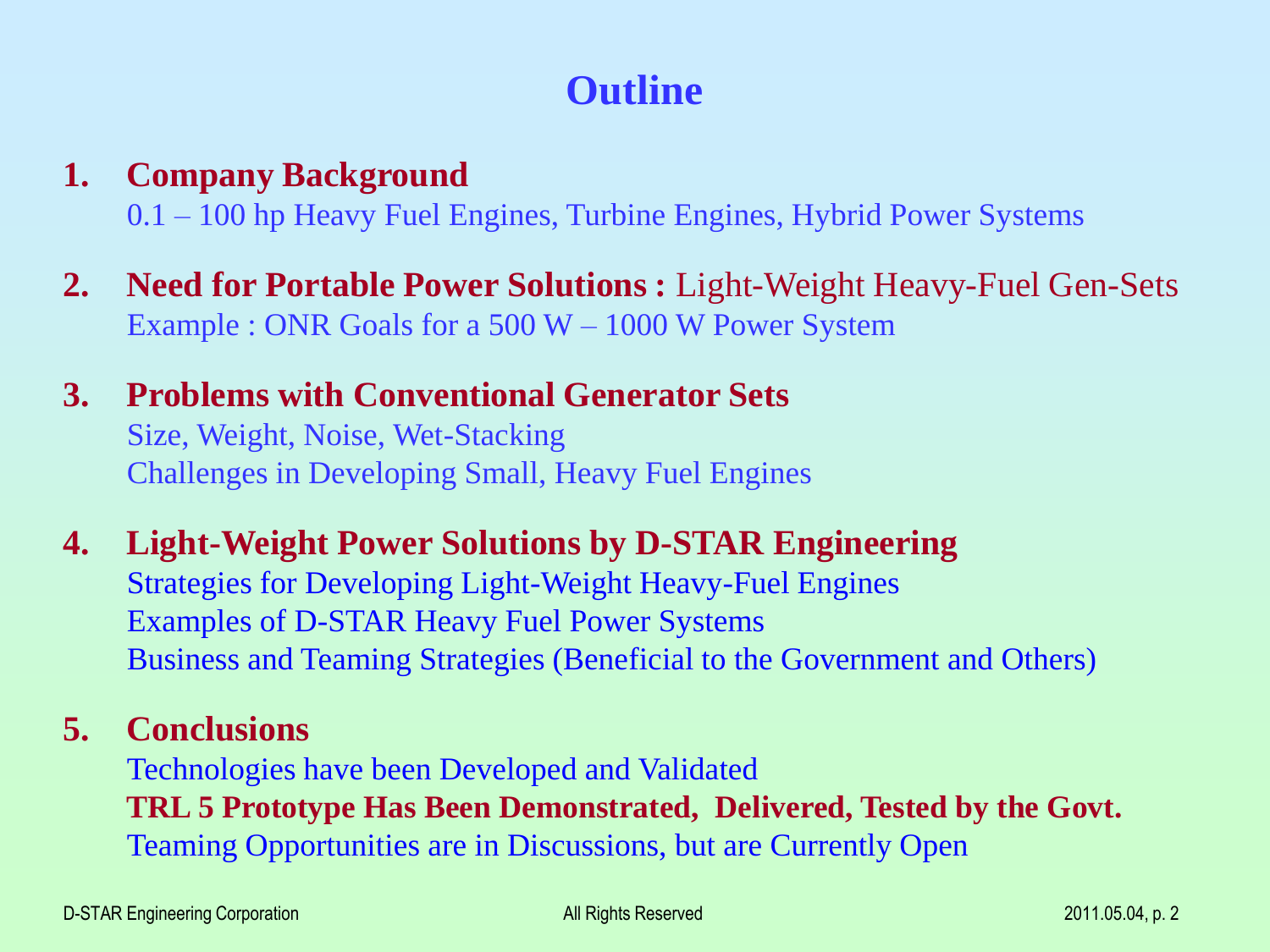# Outline

1. **Company Background**
   0.1 – 100 hp Heavy Fuel Engines, Turbine Engines, Hybrid Power Systems

2. **Need for Portable Power Solutions :** Light-Weight Heavy-Fuel Gen-Sets
   Example : ONR Goals for a 500 W – 1000 W Power System

3. **Problems with Conventional Generator Sets**
   Size, Weight, Noise, Wet-Stacking
   Challenges in Developing Small, Heavy Fuel Engines

4. **Light-Weight Power Solutions by D-STAR Engineering**
   Strategies for Developing Light-Weight Heavy-Fuel Engines
   Examples of D-STAR Heavy Fuel Power Systems
   Business and Teaming Strategies (Beneficial to the Government and Others)

5. **Conclusions**
   Technologies have been Developed and Validated
   **TRL 5 Prototype Has Been Demonstrated, Delivered, Tested by the Govt.**
   Teaming Opportunities are in Discussions, but are Currently Open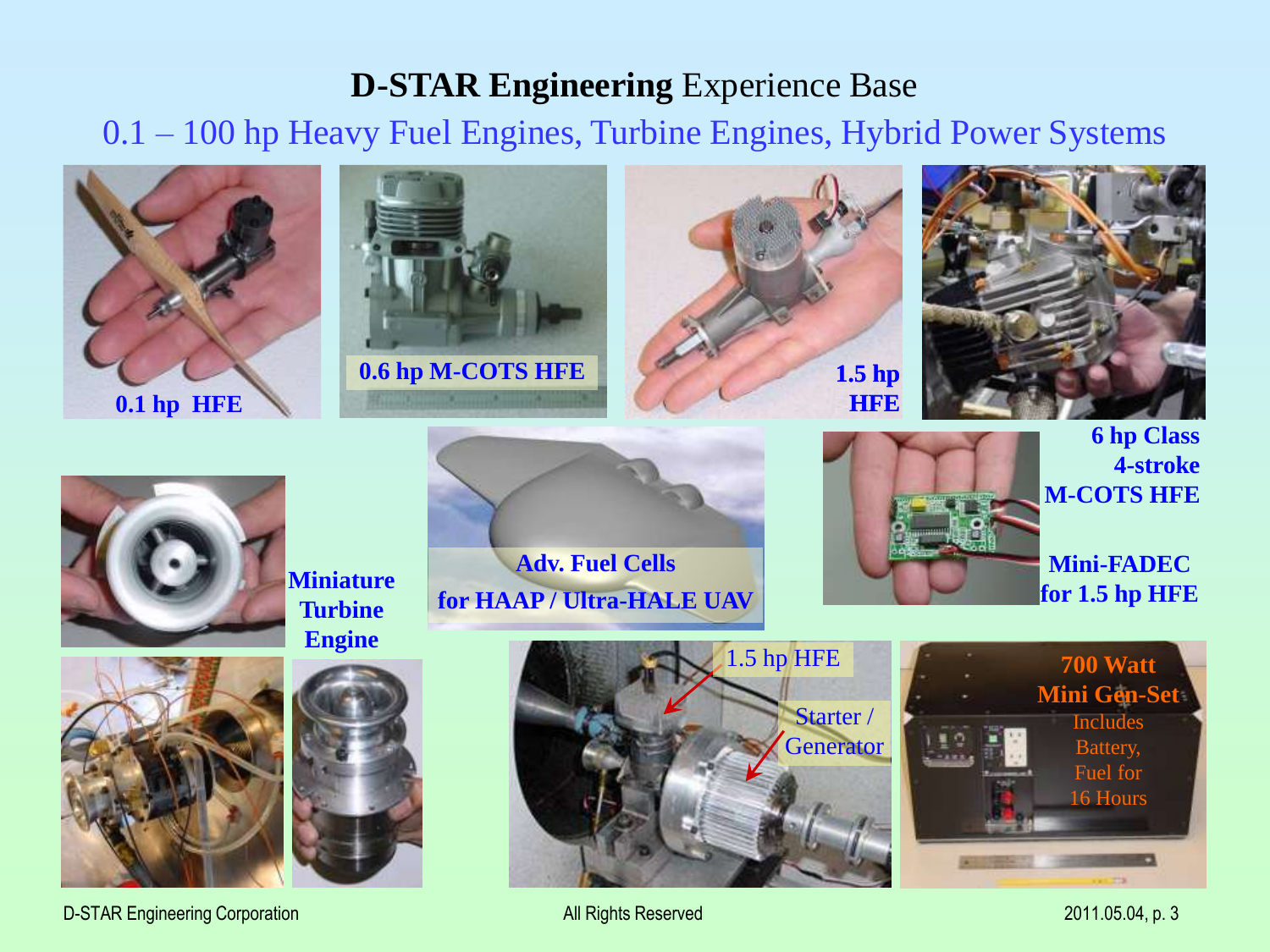# **D-STAR Engineering** Experience Base

## 0.1 – 100 hp Heavy Fuel Engines, Turbine Engines, Hybrid Power Systems

**0.1 hp HFE**

**0.6 hp M-COTS HFE**

**1.5 hp HFE**

**6 hp Class 4-stroke M-COTS HFE**

**Miniature Turbine Engine**

**Adv. Fuel Cells for HAAP / Ultra-HALE UAV**

**Mini-FADEC for 1.5 hp HFE**

1.5 hp HFE

Starter / Generator

**700 Watt Mini Gen-Set**
Includes Battery, Fuel for 16 Hours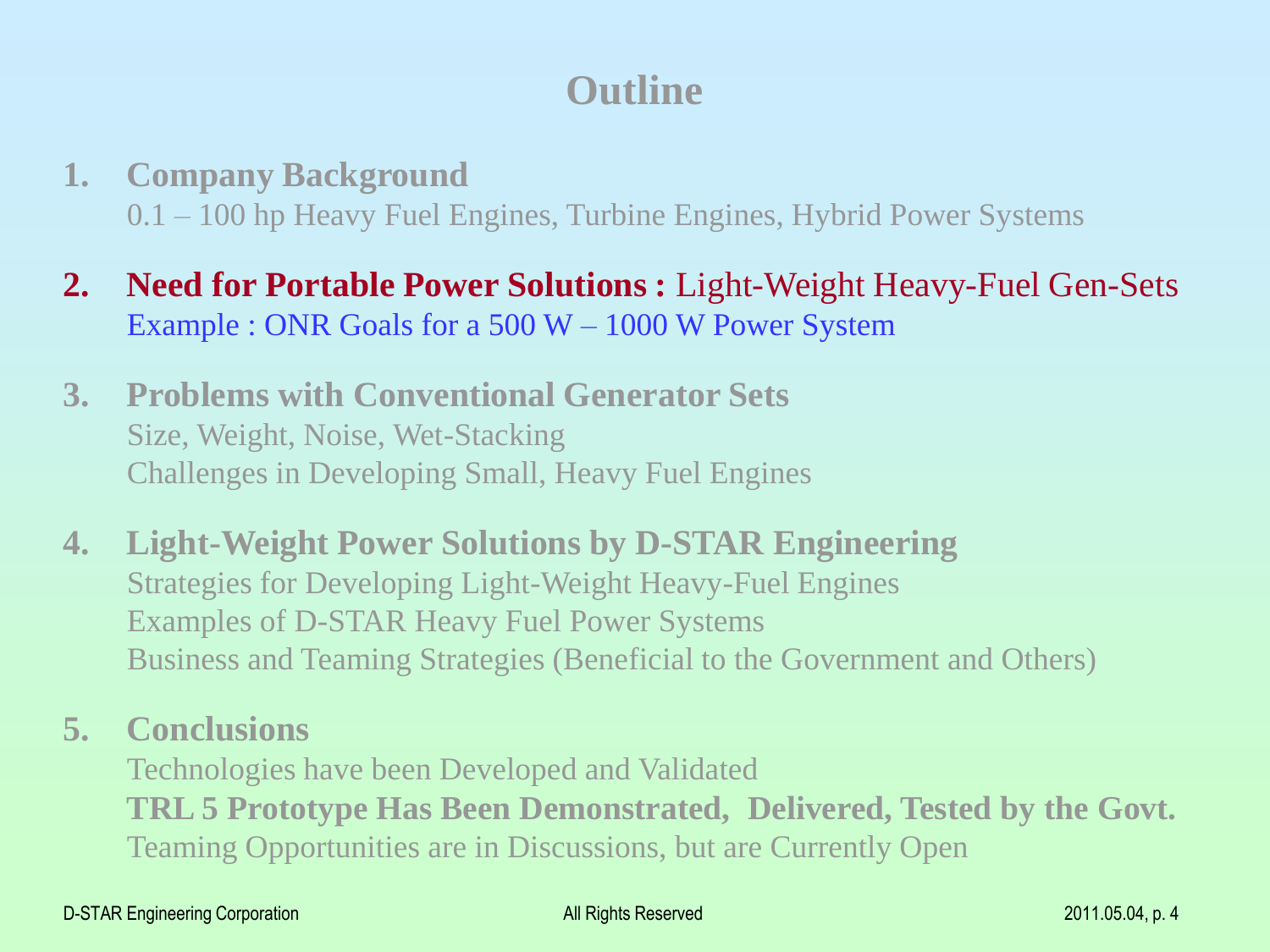# Outline

1. **Company Background**
   0.1 – 100 hp Heavy Fuel Engines, Turbine Engines, Hybrid Power Systems

2. **Need for Portable Power Solutions :** Light-Weight Heavy-Fuel Gen-Sets
   Example : ONR Goals for a 500 W – 1000 W Power System

3. **Problems with Conventional Generator Sets**
   Size, Weight, Noise, Wet-Stacking
   Challenges in Developing Small, Heavy Fuel Engines

4. **Light-Weight Power Solutions by D-STAR Engineering**
   Strategies for Developing Light-Weight Heavy-Fuel Engines
   Examples of D-STAR Heavy Fuel Power Systems
   Business and Teaming Strategies (Beneficial to the Government and Others)

5. **Conclusions**
   Technologies have been Developed and Validated
   **TRL 5 Prototype Has Been Demonstrated, Delivered, Tested by the Govt.**
   Teaming Opportunities are in Discussions, but are Currently Open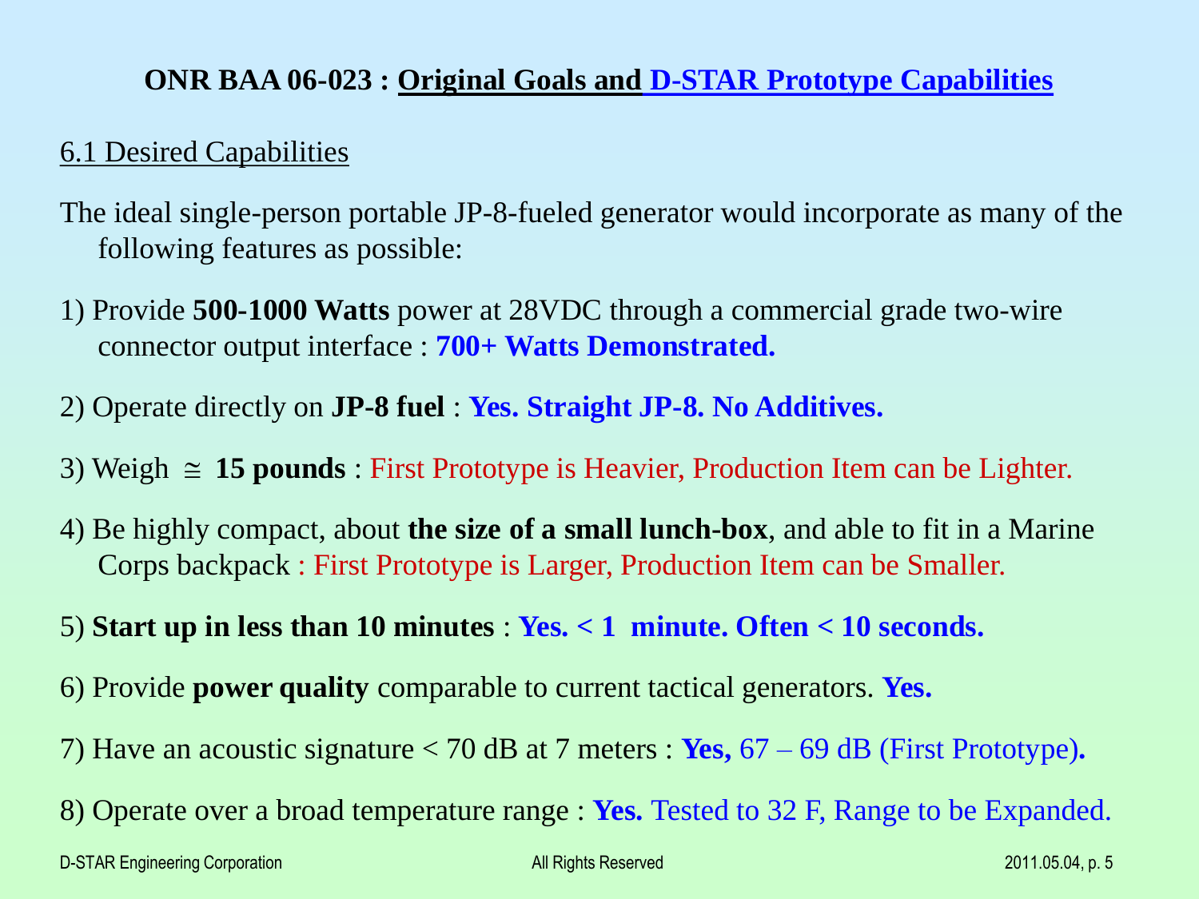## ONR BAA 06-023 : Original Goals and D-STAR Prototype Capabilities

6.1 Desired Capabilities

The ideal single-person portable JP-8-fueled generator would incorporate as many of the following features as possible:

1) Provide **500-1000 Watts** power at 28VDC through a commercial grade two-wire connector output interface : **700+ Watts Demonstrated.**

2) Operate directly on **JP-8 fuel** : **Yes. Straight JP-8. No Additives.**

3) Weigh $\cong$ **15 pounds** : First Prototype is Heavier, Production Item can be Lighter.

4) Be highly compact, about **the size of a small lunch-box**, and able to fit in a Marine Corps backpack : First Prototype is Larger, Production Item can be Smaller.

5) **Start up in less than 10 minutes** : **Yes. < 1 minute. Often < 10 seconds.**

6) Provide **power quality** comparable to current tactical generators. **Yes.**

7) Have an acoustic signature < 70 dB at 7 meters : **Yes,** 67 – 69 dB (First Prototype).

8) Operate over a broad temperature range : **Yes.** Tested to 32 F, Range to be Expanded.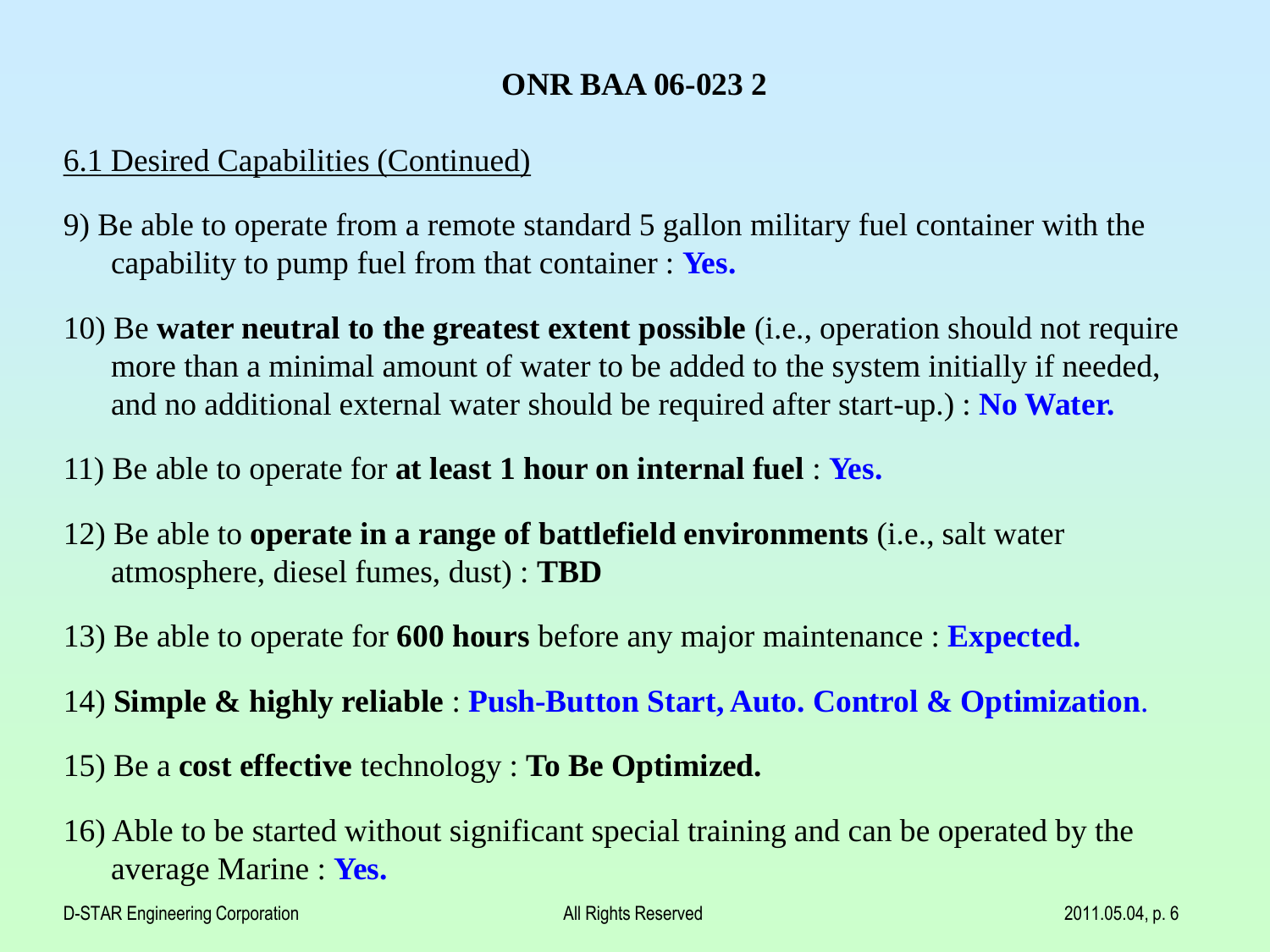## ONR BAA 06-023 2

6.1 Desired Capabilities (Continued)

9) Be able to operate from a remote standard 5 gallon military fuel container with the capability to pump fuel from that container : **Yes.**

10) Be **water neutral to the greatest extent possible** (i.e., operation should not require more than a minimal amount of water to be added to the system initially if needed, and no additional external water should be required after start-up.) : **No Water.**

11) Be able to operate for **at least 1 hour on internal fuel** : **Yes.**

12) Be able to **operate in a range of battlefield environments** (i.e., salt water atmosphere, diesel fumes, dust) : **TBD**

13) Be able to operate for **600 hours** before any major maintenance : **Expected.**

14) **Simple & highly reliable** : **Push-Button Start, Auto. Control & Optimization**.

15) Be a **cost effective** technology : **To Be Optimized.**

16) Able to be started without significant special training and can be operated by the average Marine : **Yes.**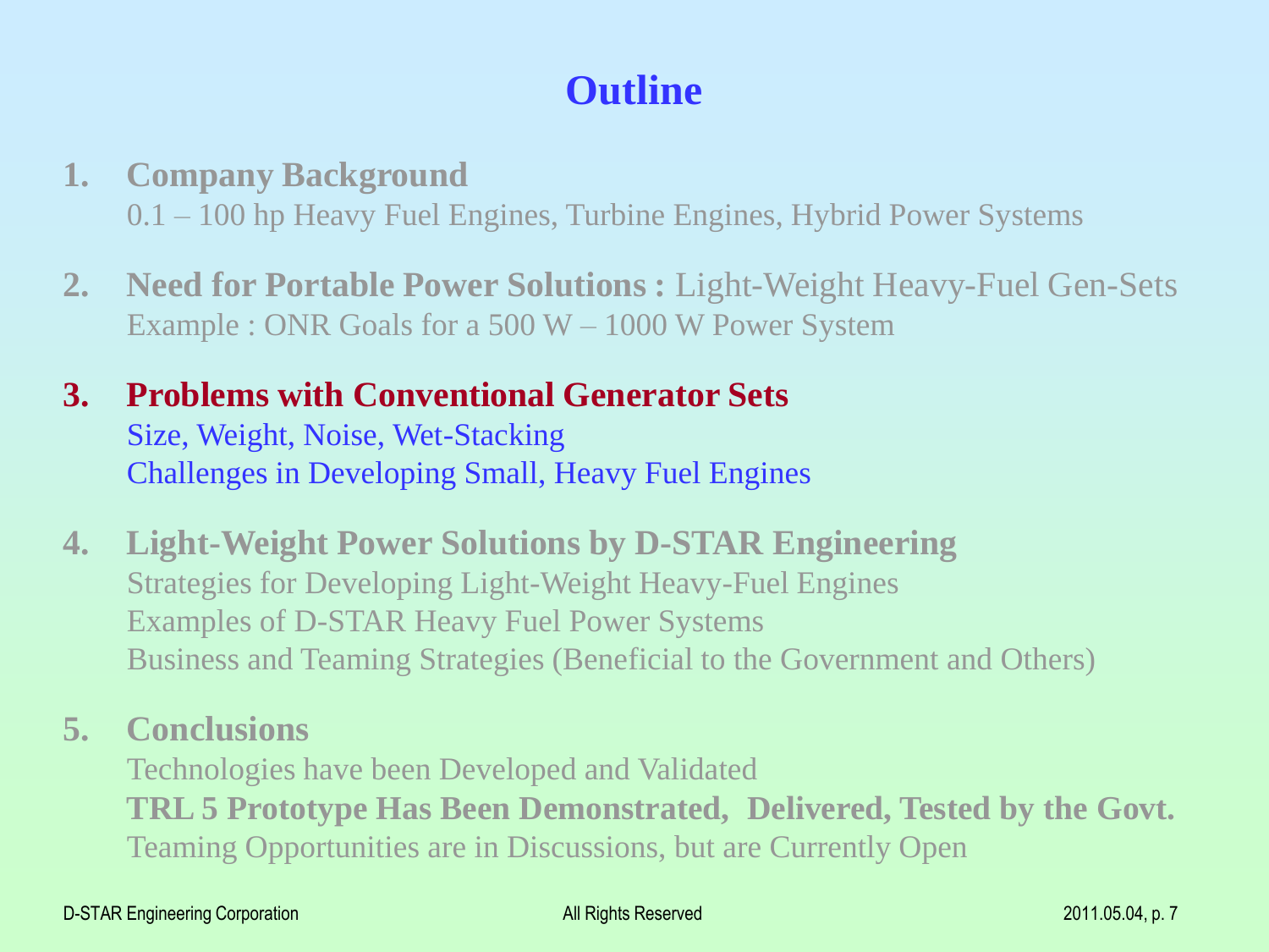# Outline

1. **Company Background**
   0.1 – 100 hp Heavy Fuel Engines, Turbine Engines, Hybrid Power Systems

2. **Need for Portable Power Solutions :** Light-Weight Heavy-Fuel Gen-Sets
   Example : ONR Goals for a 500 W – 1000 W Power System

3. **Problems with Conventional Generator Sets**
   Size, Weight, Noise, Wet-Stacking
   Challenges in Developing Small, Heavy Fuel Engines

4. **Light-Weight Power Solutions by D-STAR Engineering**
   Strategies for Developing Light-Weight Heavy-Fuel Engines
   Examples of D-STAR Heavy Fuel Power Systems
   Business and Teaming Strategies (Beneficial to the Government and Others)

5. **Conclusions**
   Technologies have been Developed and Validated
   **TRL 5 Prototype Has Been Demonstrated, Delivered, Tested by the Govt.**
   Teaming Opportunities are in Discussions, but are Currently Open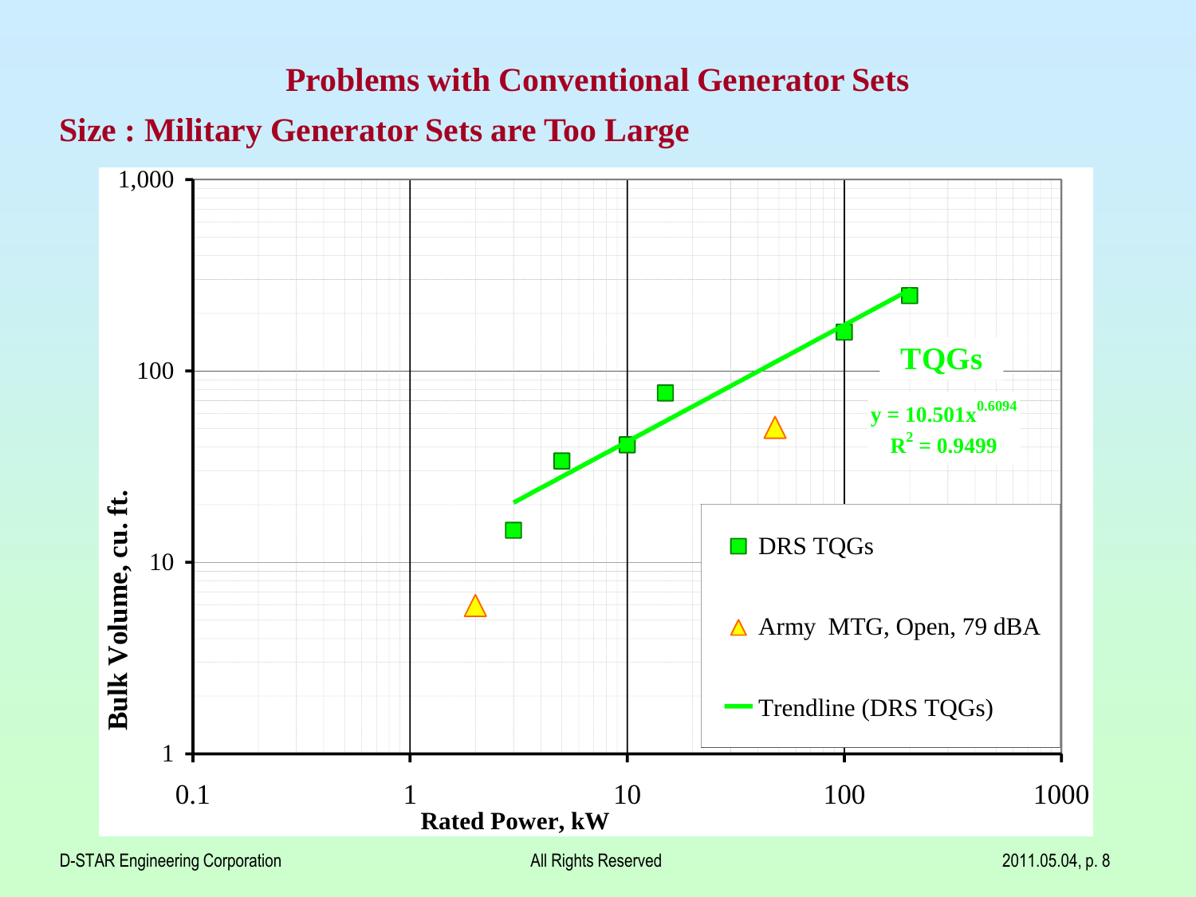# Problems with Conventional Generator Sets

## Size : Military Generator Sets are Too Large

Bulk Volume, cu. ft. vs. Rated Power, kW

TQGs

$y = 10.501x^{0.6094}$

$R^2 = 0.9499$

- DRS TQGs
- Army MTG, Open, 79 dBA
- Trendline (DRS TQGs)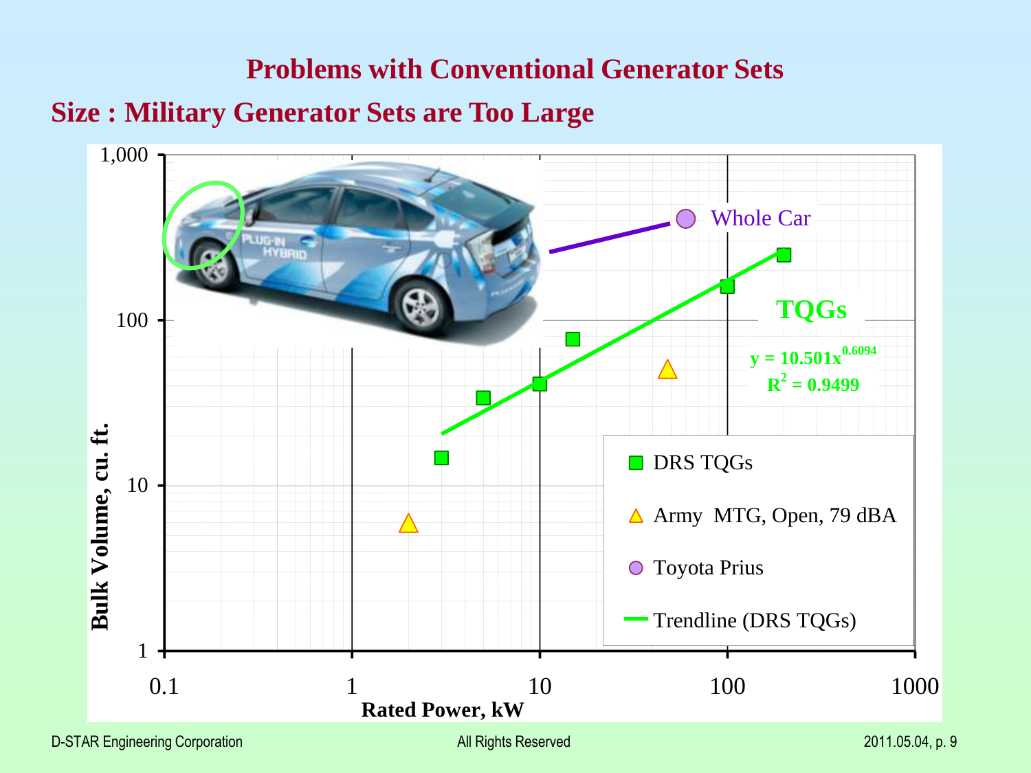# Problems with Conventional Generator Sets

## Size : Military Generator Sets are Too Large

Bulk Volume, cu. ft. (1 – 1,000) vs. Rated Power, kW (0.1 – 1000)

- Whole Car
- TQGs
- $y = 10.501x^{0.6094}$
- $R^2 = 0.9499$

Legend:
- DRS TQGs
- Army MTG, Open, 79 dBA
- Toyota Prius
- Trendline (DRS TQGs)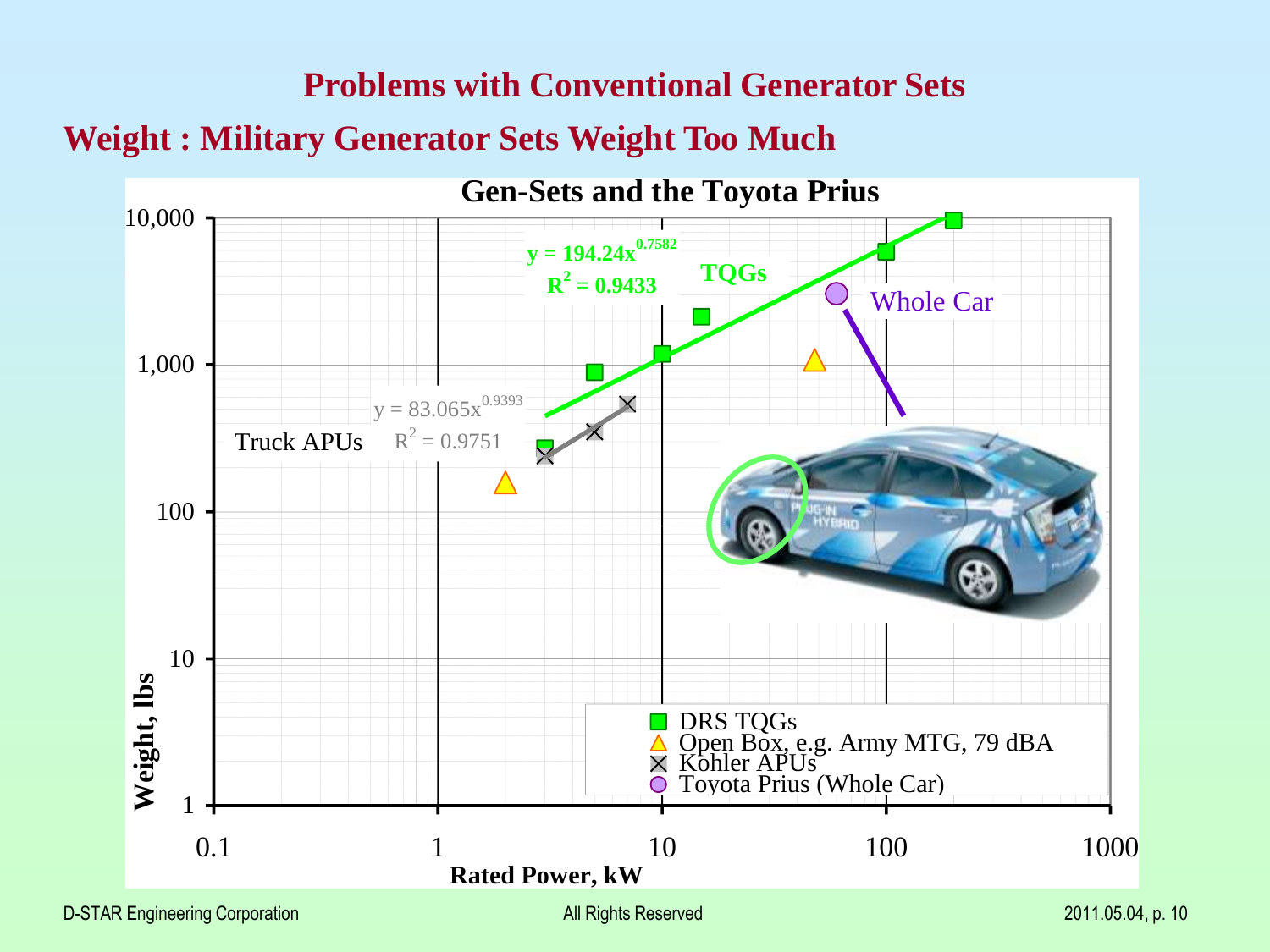# Problems with Conventional Generator Sets

## Weight : Military Generator Sets Weight Too Much

**Gen-Sets and the Toyota Prius**

TQGs: $y = 194.24x^{0.7582}$, $R^2 = 0.9433$

Truck APUs: $y = 83.065x^{0.9393}$, $R^2 = 0.9751$

Whole Car

- DRS TQGs
- Open Box, e.g. Army MTG, 79 dBA
- Kohler APUs
- Toyota Prius (Whole Car)

Weight, lbs (1 – 10,000) vs. Rated Power, kW (0.1 – 1000)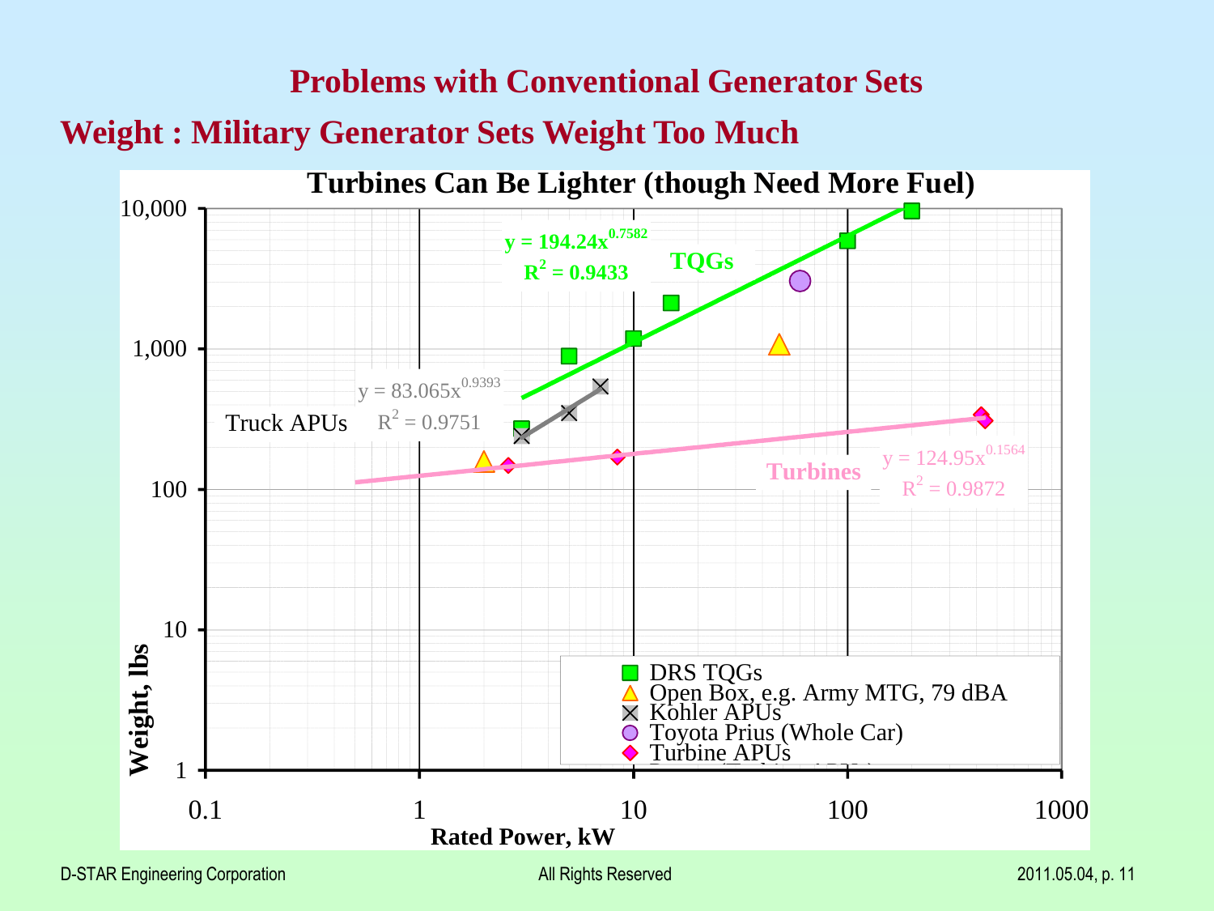# Problems with Conventional Generator Sets

## Weight : Military Generator Sets Weight Too Much

**Turbines Can Be Lighter (though Need More Fuel)**

TQGs: $y = 194.24x^{0.7582}$, $R^2 = 0.9433$

Truck APUs: $y = 83.065x^{0.9393}$, $R^2 = 0.9751$

Turbines: $y = 124.95x^{0.1564}$, $R^2 = 0.9872$

Y-axis: Weight, lbs (1 to 10,000)

X-axis: Rated Power, kW (0.1 to 1000)

Legend:
- DRS TQGs
- Open Box, e.g. Army MTG, 79 dBA
- Kohler APUs
- Toyota Prius (Whole Car)
- Turbine APUs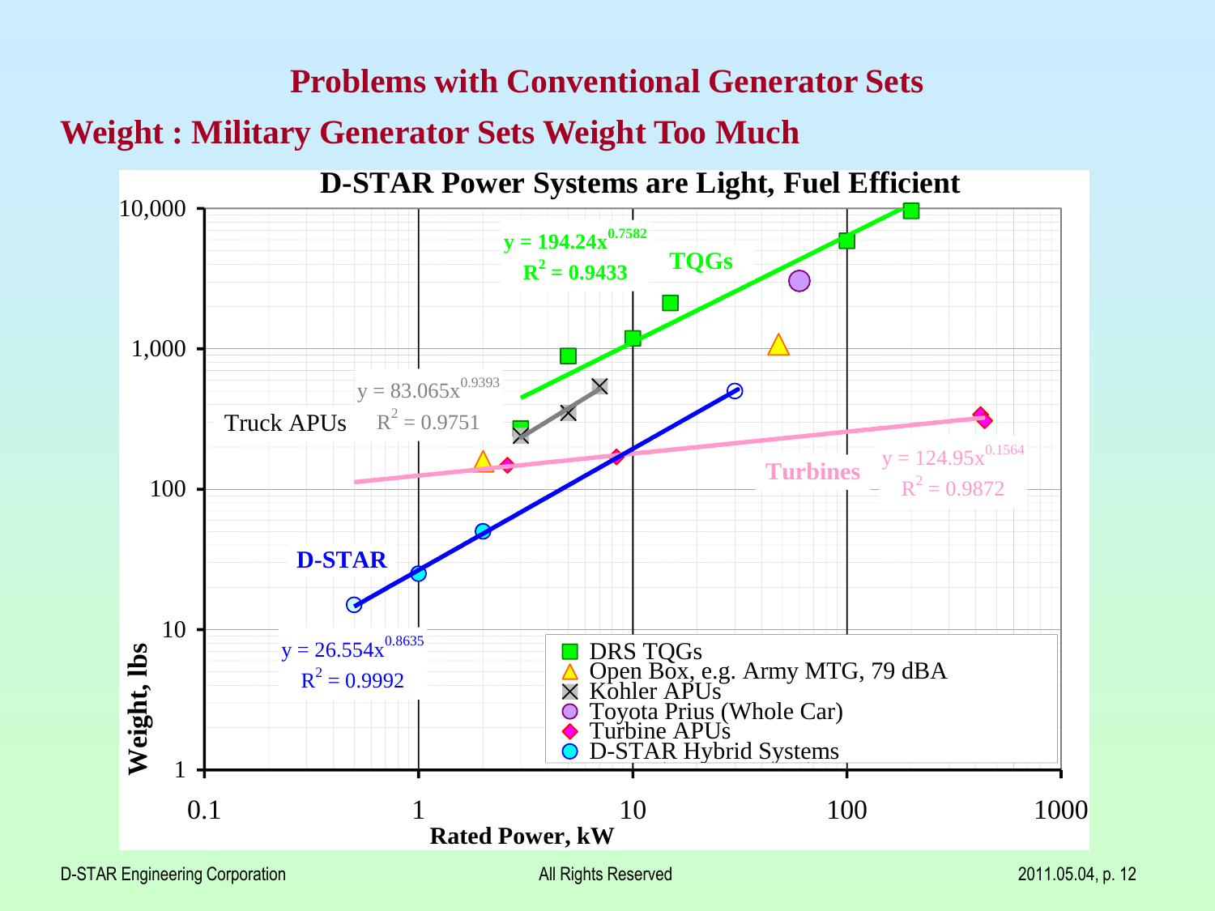# Problems with Conventional Generator Sets

## Weight : Military Generator Sets Weight Too Much

**D-STAR Power Systems are Light, Fuel Efficient**

TQGs: $y = 194.24x^{0.7582}$, $R^2 = 0.9433$

Truck APUs: $y = 83.065x^{0.9393}$, $R^2 = 0.9751$

Turbines: $y = 124.95x^{0.1564}$, $R^2 = 0.9872$

D-STAR: $y = 26.554x^{0.8635}$, $R^2 = 0.9992$

Legend:
- DRS TQGs
- Open Box, e.g. Army MTG, 79 dBA
- Kohler APUs
- Toyota Prius (Whole Car)
- Turbine APUs
- D-STAR Hybrid Systems

Y-axis: Weight, lbs (1 to 10,000)

X-axis: Rated Power, kW (0.1 to 1000)

D-STAR Engineering Corporation — All Rights Reserved — 2011.05.04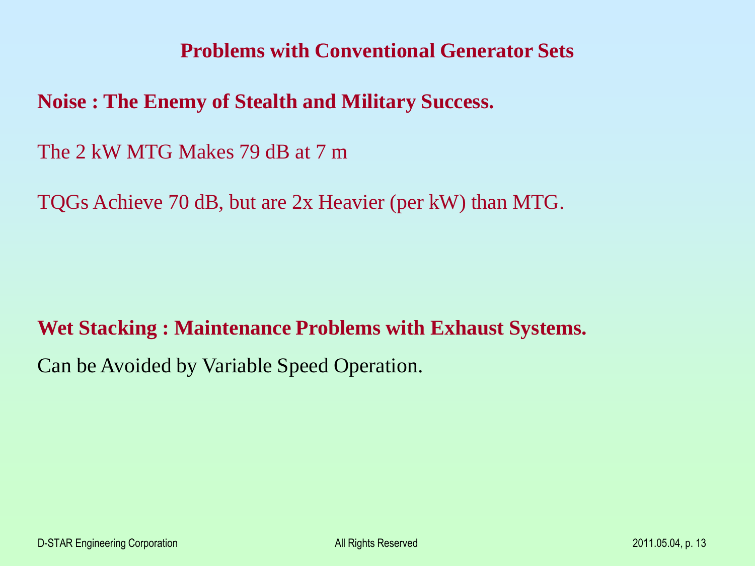# Problems with Conventional Generator Sets

**Noise : The Enemy of Stealth and Military Success.**

The 2 kW MTG Makes 79 dB at 7 m

TQGs Achieve 70 dB, but are 2x Heavier (per kW) than MTG.

**Wet Stacking : Maintenance Problems with Exhaust Systems.**

Can be Avoided by Variable Speed Operation.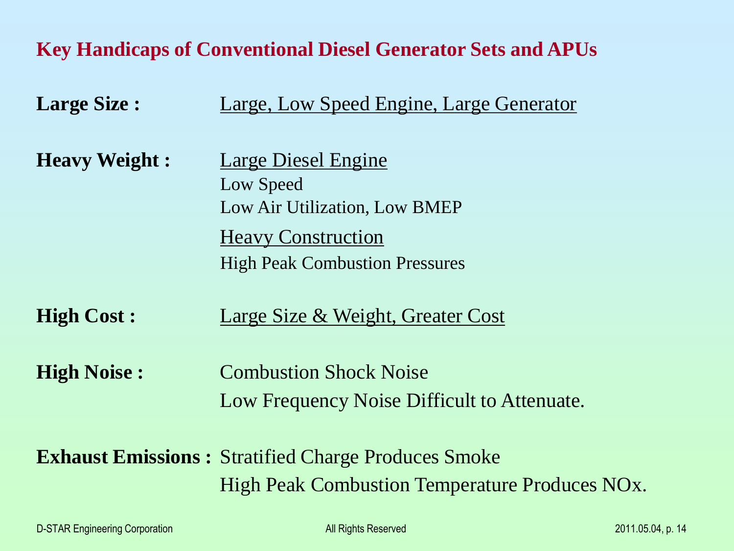## Key Handicaps of Conventional Diesel Generator Sets and APUs

**Large Size :** Large, Low Speed Engine, Large Generator

**Heavy Weight :** Large Diesel Engine
- Low Speed
- Low Air Utilization, Low BMEP

Heavy Construction
- High Peak Combustion Pressures

**High Cost :** Large Size & Weight, Greater Cost

**High Noise :** Combustion Shock Noise
Low Frequency Noise Difficult to Attenuate.

**Exhaust Emissions :** Stratified Charge Produces Smoke
High Peak Combustion Temperature Produces NOx.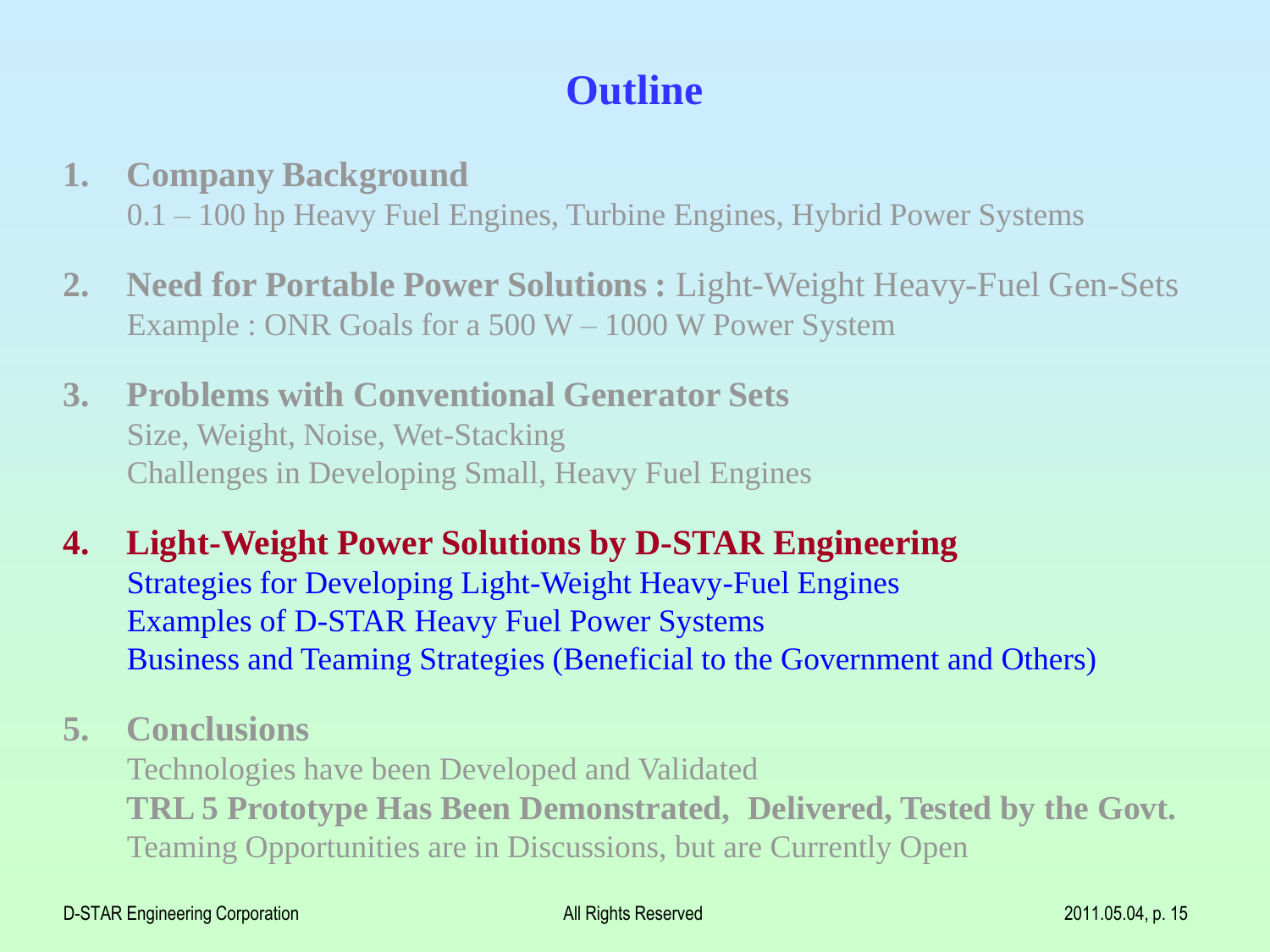# Outline

1. **Company Background**
   0.1 – 100 hp Heavy Fuel Engines, Turbine Engines, Hybrid Power Systems

2. **Need for Portable Power Solutions :** Light-Weight Heavy-Fuel Gen-Sets
   Example : ONR Goals for a 500 W – 1000 W Power System

3. **Problems with Conventional Generator Sets**
   Size, Weight, Noise, Wet-Stacking
   Challenges in Developing Small, Heavy Fuel Engines

4. **Light-Weight Power Solutions by D-STAR Engineering**
   Strategies for Developing Light-Weight Heavy-Fuel Engines
   Examples of D-STAR Heavy Fuel Power Systems
   Business and Teaming Strategies (Beneficial to the Government and Others)

5. **Conclusions**
   Technologies have been Developed and Validated
   **TRL 5 Prototype Has Been Demonstrated, Delivered, Tested by the Govt.**
   Teaming Opportunities are in Discussions, but are Currently Open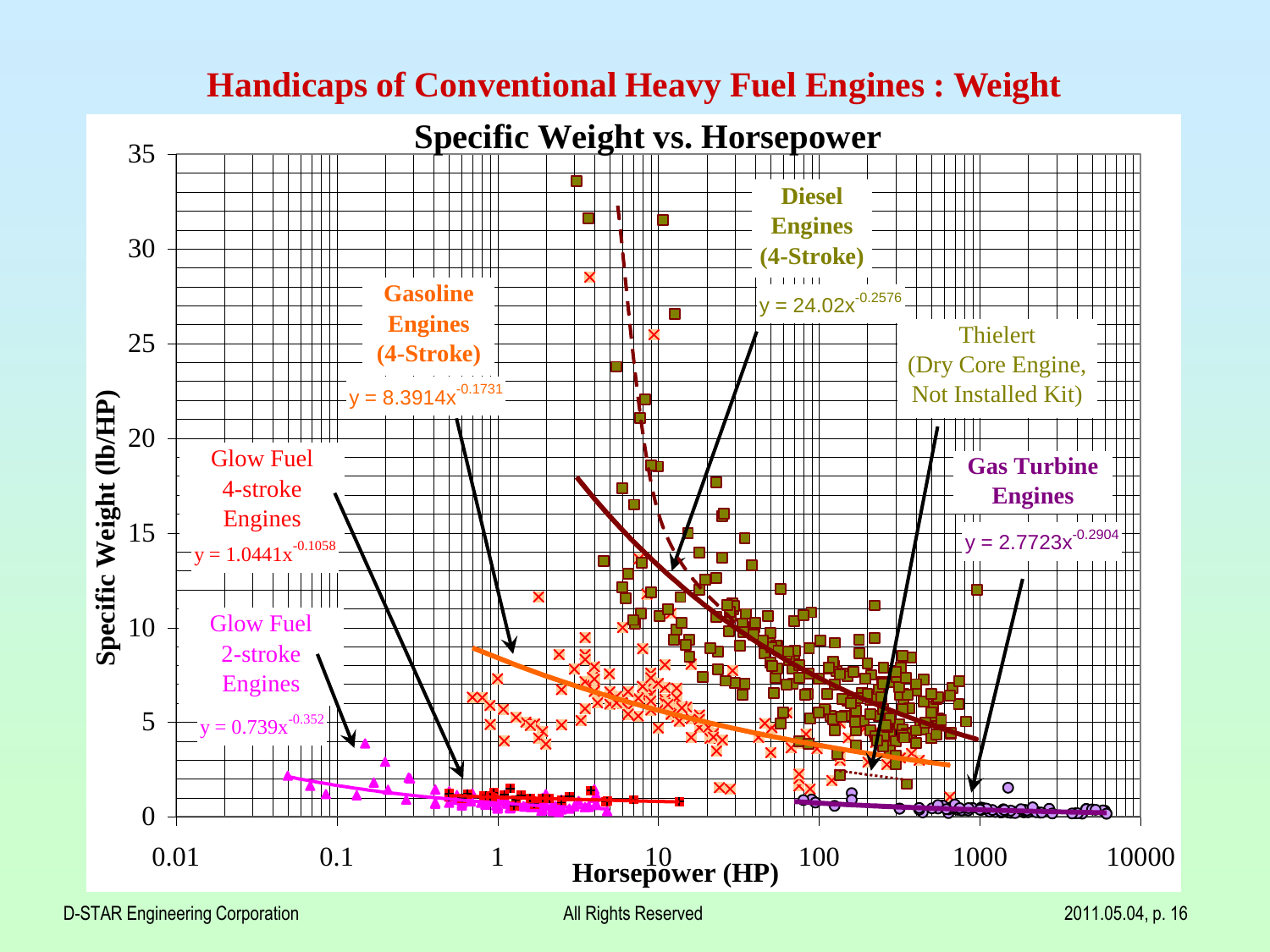# Handicaps of Conventional Heavy Fuel Engines : Weight

**Specific Weight vs. Horsepower**

- Glow Fuel 2-stroke Engines: $y = 0.739x^{-0.352}$
- Glow Fuel 4-stroke Engines: $y = 1.0441x^{-0.1058}$
- Gasoline Engines (4-Stroke): $y = 8.3914x^{-0.1731}$
- Diesel Engines (4-Stroke): $y = 24.02x^{-0.2576}$
- Thielert (Dry Core Engine, Not Installed Kit)
- Gas Turbine Engines: $y = 2.7723x^{-0.2904}$

Y-axis: Specific Weight (lb/HP), 0 to 35

X-axis: Horsepower (HP), 0.01 to 10000 (log scale)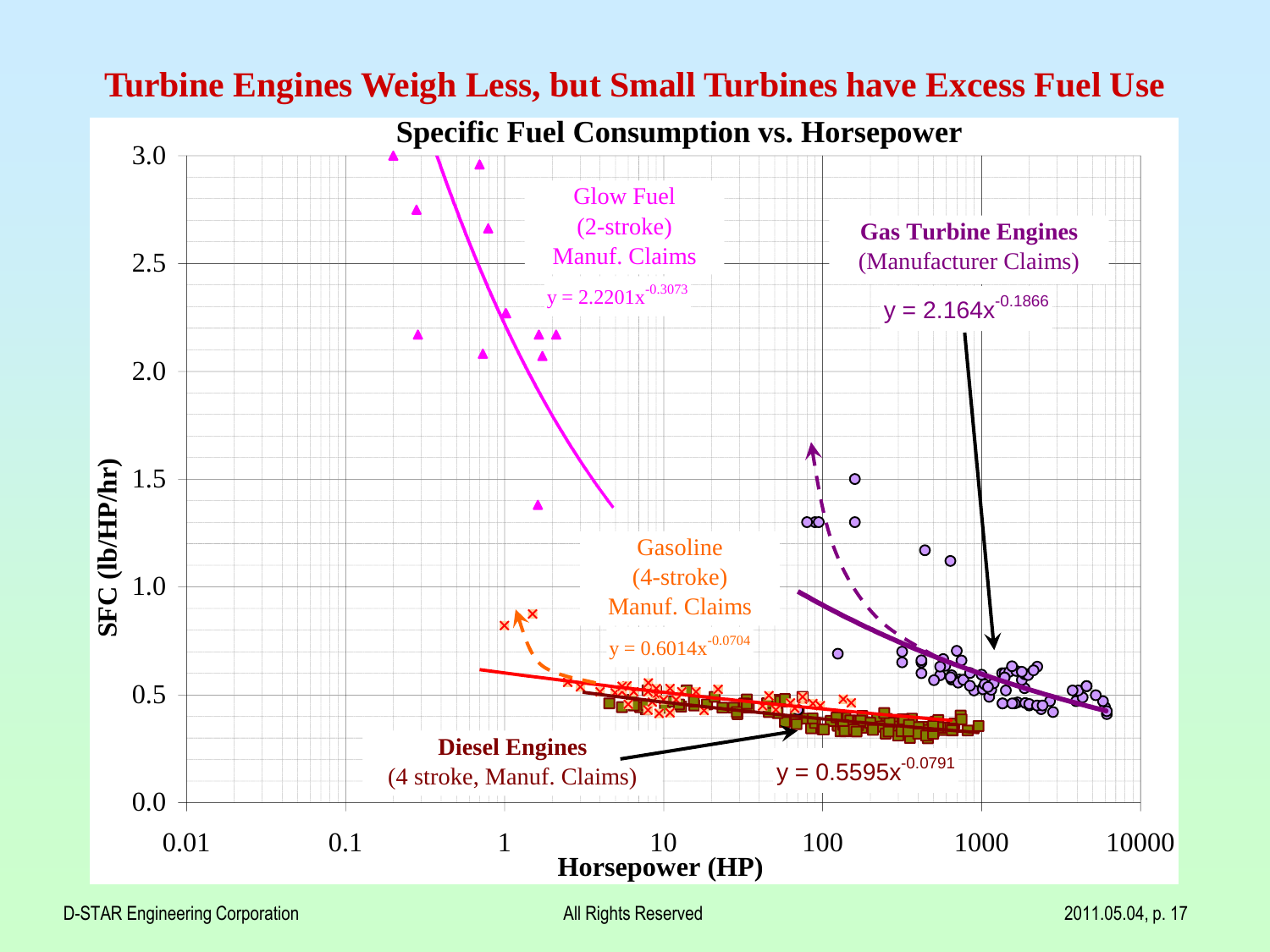# Turbine Engines Weigh Less, but Small Turbines have Excess Fuel Use

**Specific Fuel Consumption vs. Horsepower**

SFC (lb/HP/hr)

Horsepower (HP)

Glow Fuel (2-stroke) Manuf. Claims

$y = 2.2201x^{-0.3073}$

Gas Turbine Engines (Manufacturer Claims)

$y = 2.164x^{-0.1866}$

Gasoline (4-stroke) Manuf. Claims

$y = 0.6014x^{-0.0704}$

Diesel Engines (4 stroke, Manuf. Claims)

$y = 0.5595x^{-0.0791}$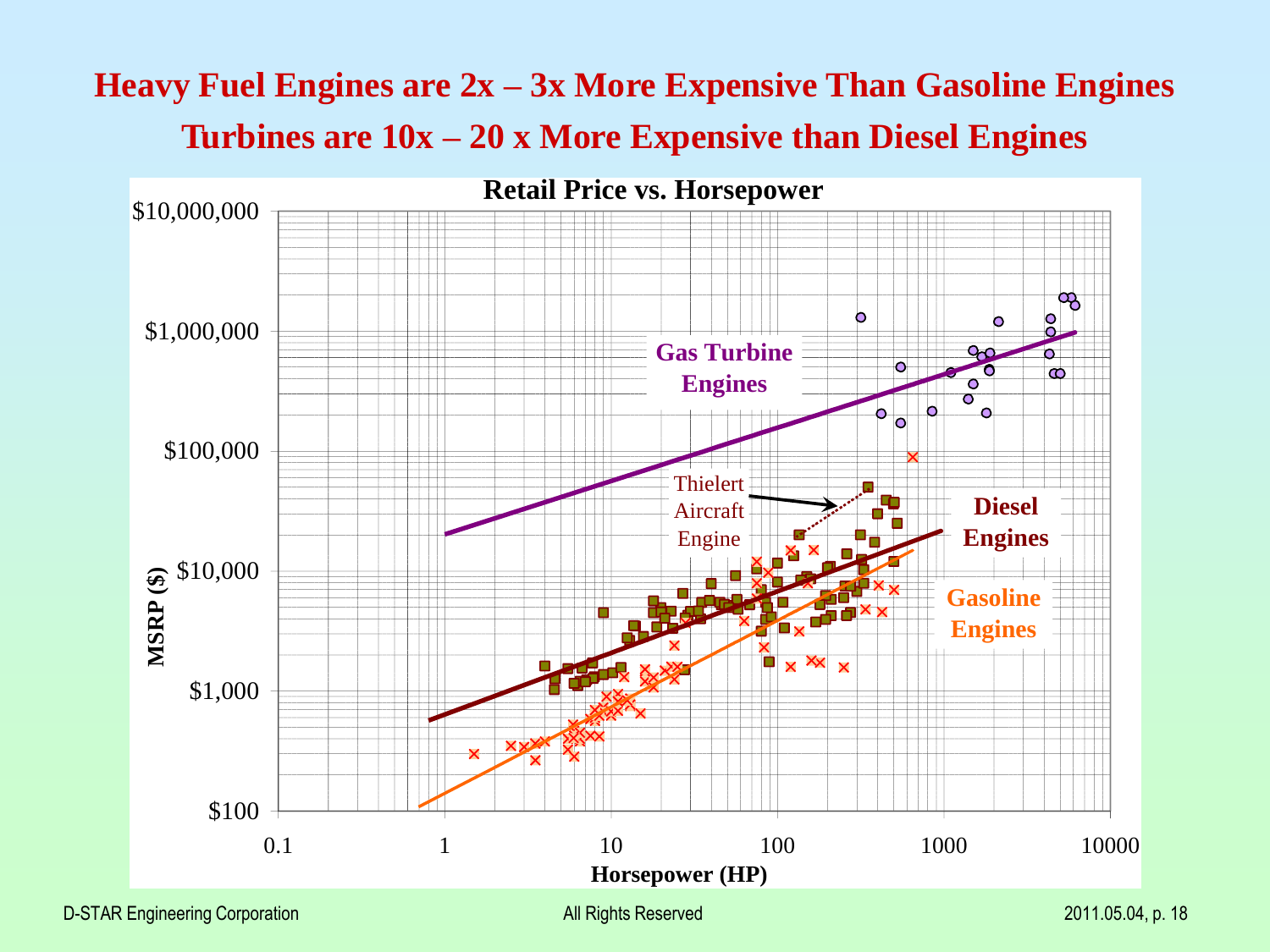# Heavy Fuel Engines are 2x – 3x More Expensive Than Gasoline Engines

# Turbines are 10x – 20 x More Expensive than Diesel Engines

**Retail Price vs. Horsepower**

MSRP ($): $100, $1,000, $10,000, $100,000, $1,000,000, $10,000,000

Horsepower (HP): 0.1, 1, 10, 100, 1000, 10000

Gas Turbine Engines

Thielert Aircraft Engine

Diesel Engines

Gasoline Engines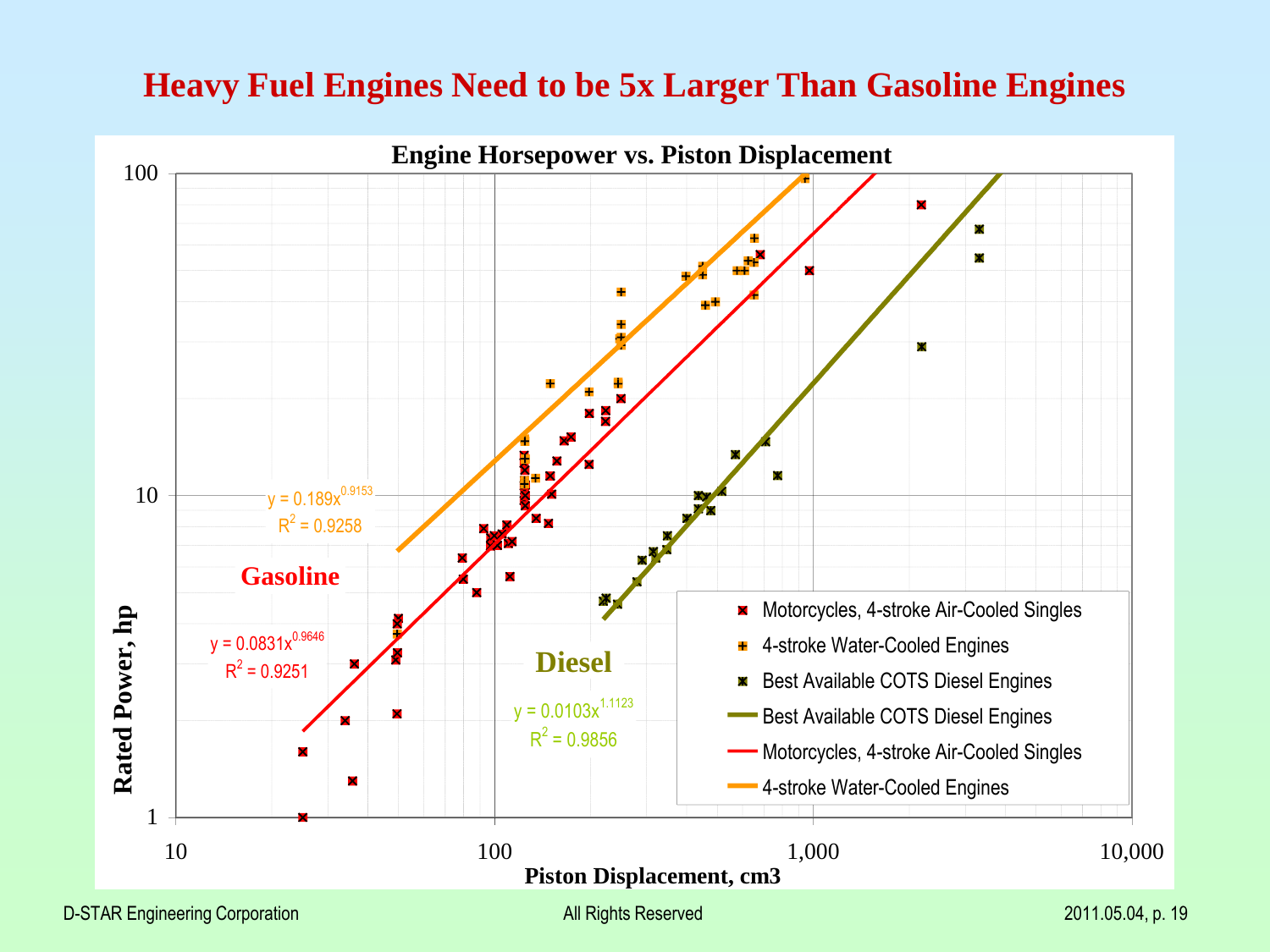# Heavy Fuel Engines Need to be 5x Larger Than Gasoline Engines

**Engine Horsepower vs. Piston Displacement**

Gasoline

$y = 0.189x^{0.9153}$
$R^2 = 0.9258$

$y = 0.0831x^{0.9646}$
$R^2 = 0.9251$

Diesel

$y = 0.0103x^{1.1123}$
$R^2 = 0.9856$

Legend:
- Motorcycles, 4-stroke Air-Cooled Singles
- 4-stroke Water-Cooled Engines
- Best Available COTS Diesel Engines
- Best Available COTS Diesel Engines
- Motorcycles, 4-stroke Air-Cooled Singles
- 4-stroke Water-Cooled Engines

Rated Power, hp

Piston Displacement, cm3

D-STAR Engineering Corporation — All Rights Reserved — 2011.05.04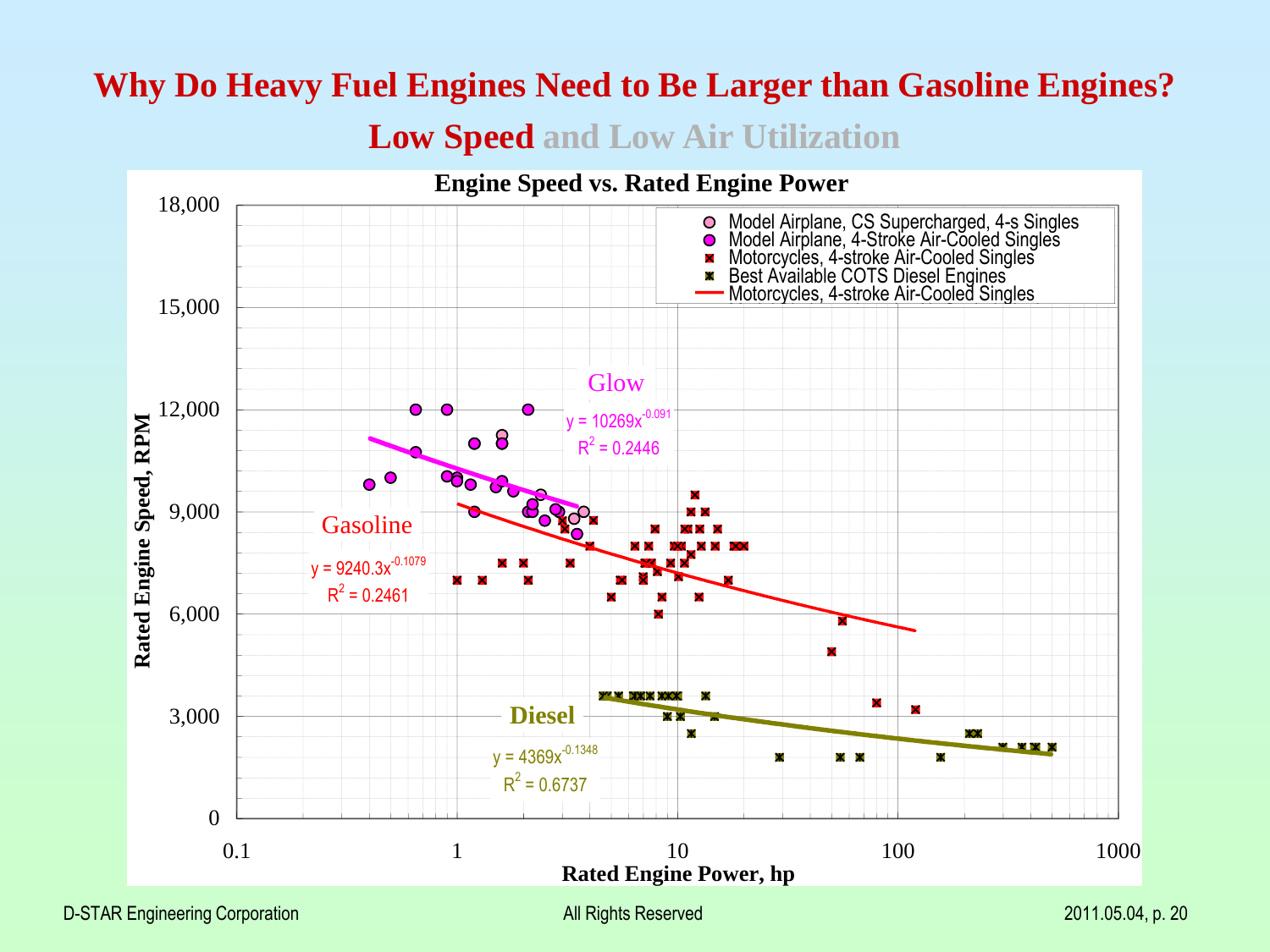# Why Do Heavy Fuel Engines Need to Be Larger than Gasoline Engines?

## Low Speed and Low Air Utilization

**Engine Speed vs. Rated Engine Power**

Legend:
- Model Airplane, CS Supercharged, 4-s Singles
- Model Airplane, 4-Stroke Air-Cooled Singles
- Motorcycles, 4-stroke Air-Cooled Singles
- Best Available COTS Diesel Engines
- Motorcycles, 4-stroke Air-Cooled Singles

Glow: $y = 10269x^{-0.091}$, $R^2 = 0.2446$

Gasoline: $y = 9240.3x^{-0.1079}$, $R^2 = 0.2461$

Diesel: $y = 4369x^{-0.1348}$, $R^2 = 0.6737$

Y-axis: Rated Engine Speed, RPM (0 to 18,000)

X-axis: Rated Engine Power, hp (0.1 to 1000)

D-STAR Engineering Corporation — All Rights Reserved — 2011.05.04, p. 20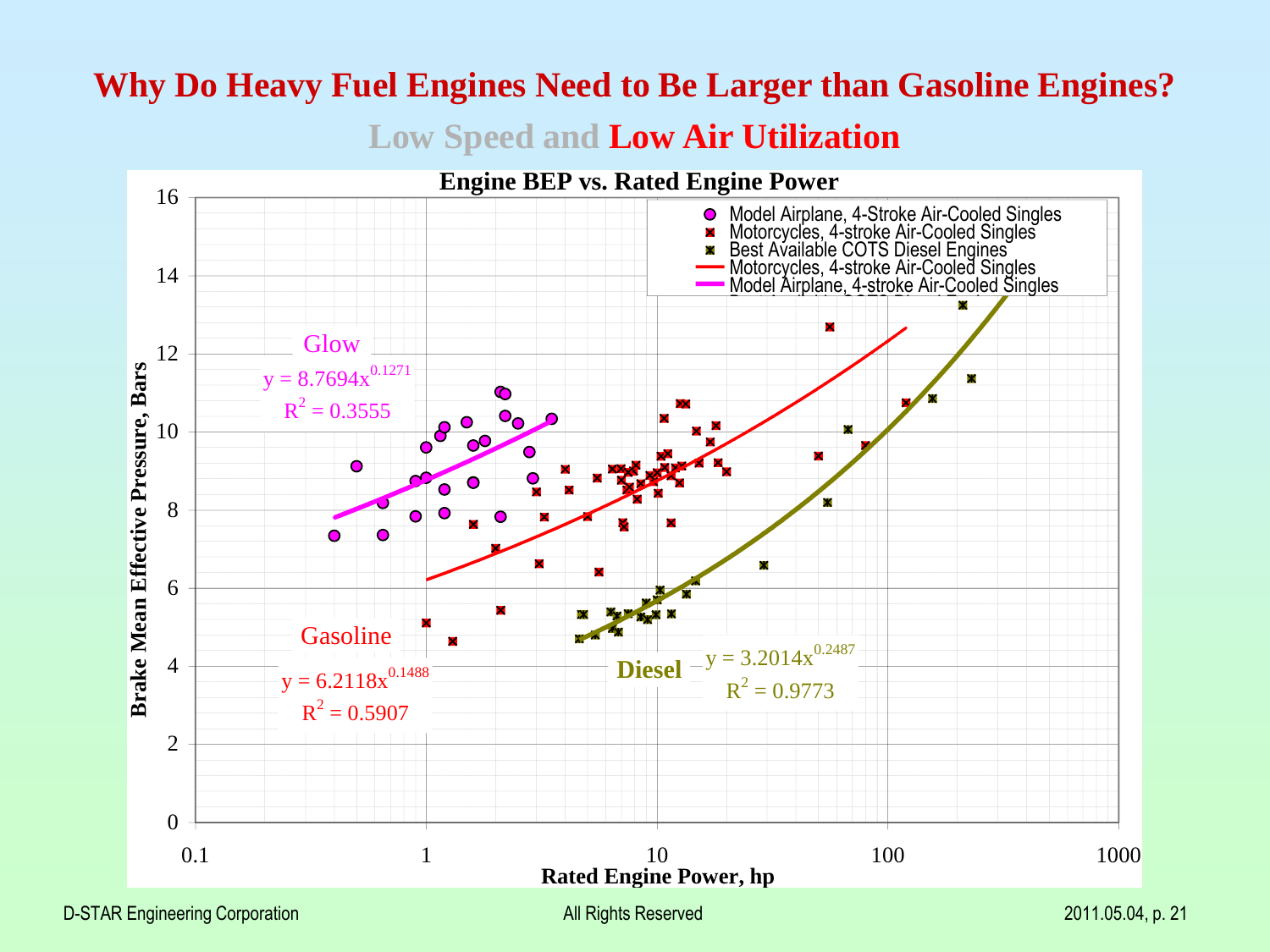# Why Do Heavy Fuel Engines Need to Be Larger than Gasoline Engines?

## Low Speed and Low Air Utilization

**Engine BEP vs. Rated Engine Power**

Legend:
- Model Airplane, 4-Stroke Air-Cooled Singles
- Motorcycles, 4-stroke Air-Cooled Singles
- Best Available COTS Diesel Engines
- Motorcycles, 4-stroke Air-Cooled Singles
- Model Airplane, 4-stroke Air-Cooled Singles

Glow: $y = 8.7694x^{0.1271}$, $R^2 = 0.3555$

Gasoline: $y = 6.2118x^{0.1488}$, $R^2 = 0.5907$

Diesel: $y = 3.2014x^{0.2487}$, $R^2 = 0.9773$

Y-axis: Brake Mean Effective Pressure, Bars (0–16)

X-axis: Rated Engine Power, hp (0.1–1000)

D-STAR Engineering Corporation — All Rights Reserved — 2011.05.04, p. 21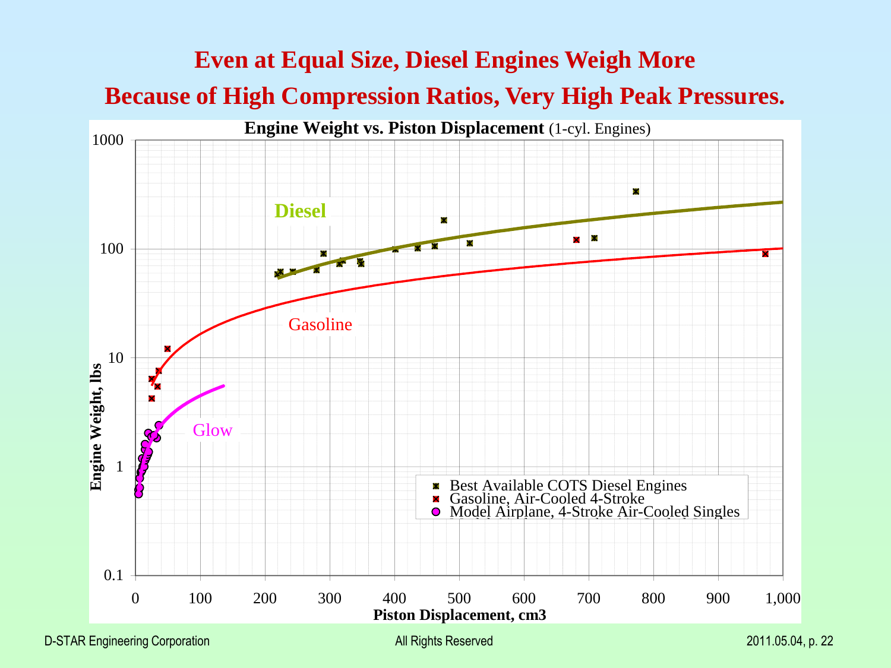# Even at Equal Size, Diesel Engines Weigh More Because of High Compression Ratios, Very High Peak Pressures.

**Engine Weight vs. Piston Displacement** (1-cyl. Engines)

- Best Available COTS Diesel Engines
- Gasoline, Air-Cooled 4-Stroke
- Model Airplane, 4-Stroke Air-Cooled Singles

Curves: Diesel, Gasoline, Glow

Y-axis: Engine Weight, lbs (0.1 – 1000, log scale)

X-axis: Piston Displacement, cm3 (0 – 1,000)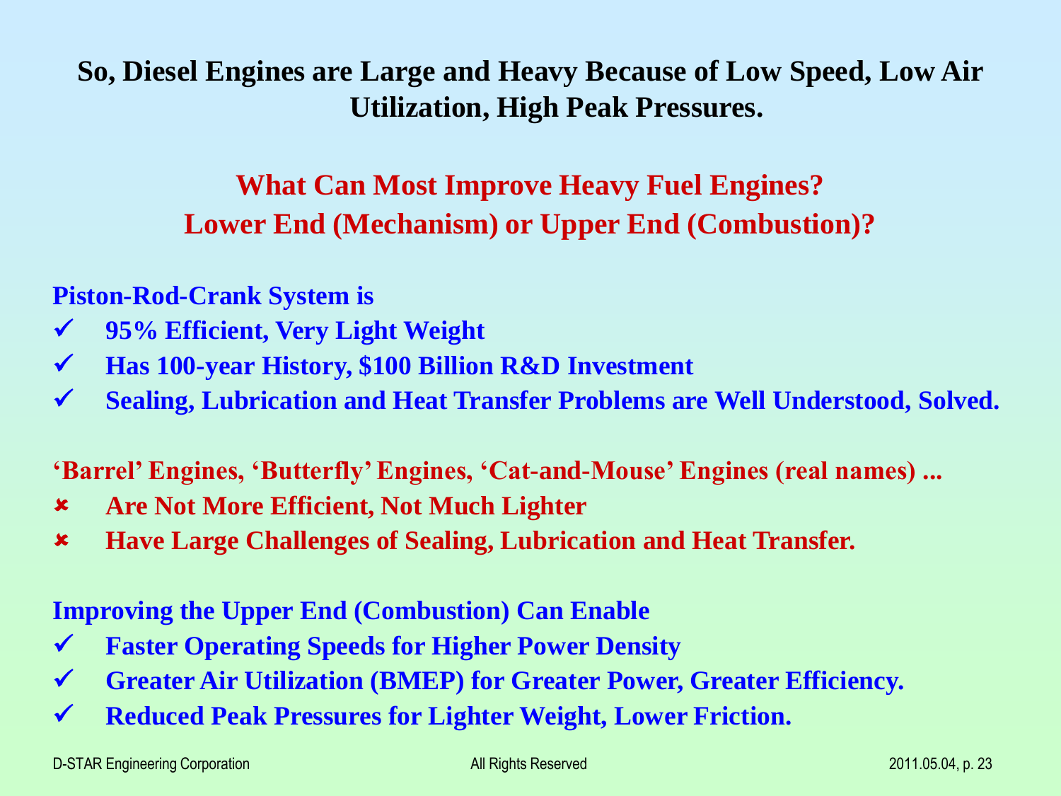## So, Diesel Engines are Large and Heavy Because of Low Speed, Low Air Utilization, High Peak Pressures.

### What Can Most Improve Heavy Fuel Engines?
### Lower End (Mechanism) or Upper End (Combustion)?

**Piston-Rod-Crank System is**

- ✓ **95% Efficient, Very Light Weight**
- ✓ **Has 100-year History, $100 Billion R&D Investment**
- ✓ **Sealing, Lubrication and Heat Transfer Problems are Well Understood, Solved.**

**'Barrel' Engines, 'Butterfly' Engines, 'Cat-and-Mouse' Engines (real names) ...**

- ✘ **Are Not More Efficient, Not Much Lighter**
- ✘ **Have Large Challenges of Sealing, Lubrication and Heat Transfer.**

**Improving the Upper End (Combustion) Can Enable**

- ✓ **Faster Operating Speeds for Higher Power Density**
- ✓ **Greater Air Utilization (BMEP) for Greater Power, Greater Efficiency.**
- ✓ **Reduced Peak Pressures for Lighter Weight, Lower Friction.**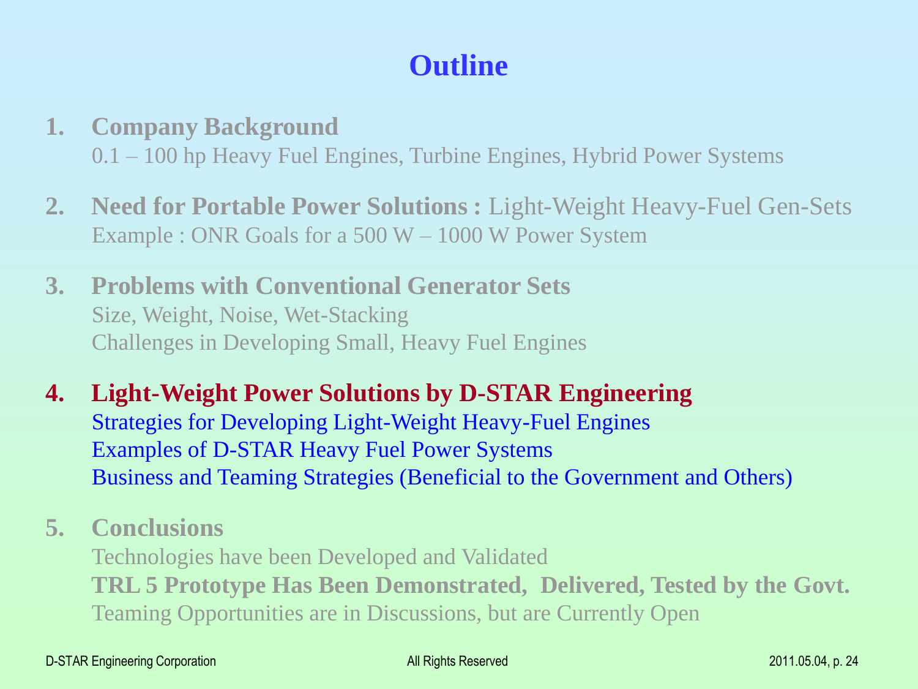# Outline

1. **Company Background**
   0.1 – 100 hp Heavy Fuel Engines, Turbine Engines, Hybrid Power Systems

2. **Need for Portable Power Solutions :** Light-Weight Heavy-Fuel Gen-Sets
   Example : ONR Goals for a 500 W – 1000 W Power System

3. **Problems with Conventional Generator Sets**
   Size, Weight, Noise, Wet-Stacking
   Challenges in Developing Small, Heavy Fuel Engines

4. **Light-Weight Power Solutions by D-STAR Engineering**
   Strategies for Developing Light-Weight Heavy-Fuel Engines
   Examples of D-STAR Heavy Fuel Power Systems
   Business and Teaming Strategies (Beneficial to the Government and Others)

5. **Conclusions**
   Technologies have been Developed and Validated
   **TRL 5 Prototype Has Been Demonstrated, Delivered, Tested by the Govt.**
   Teaming Opportunities are in Discussions, but are Currently Open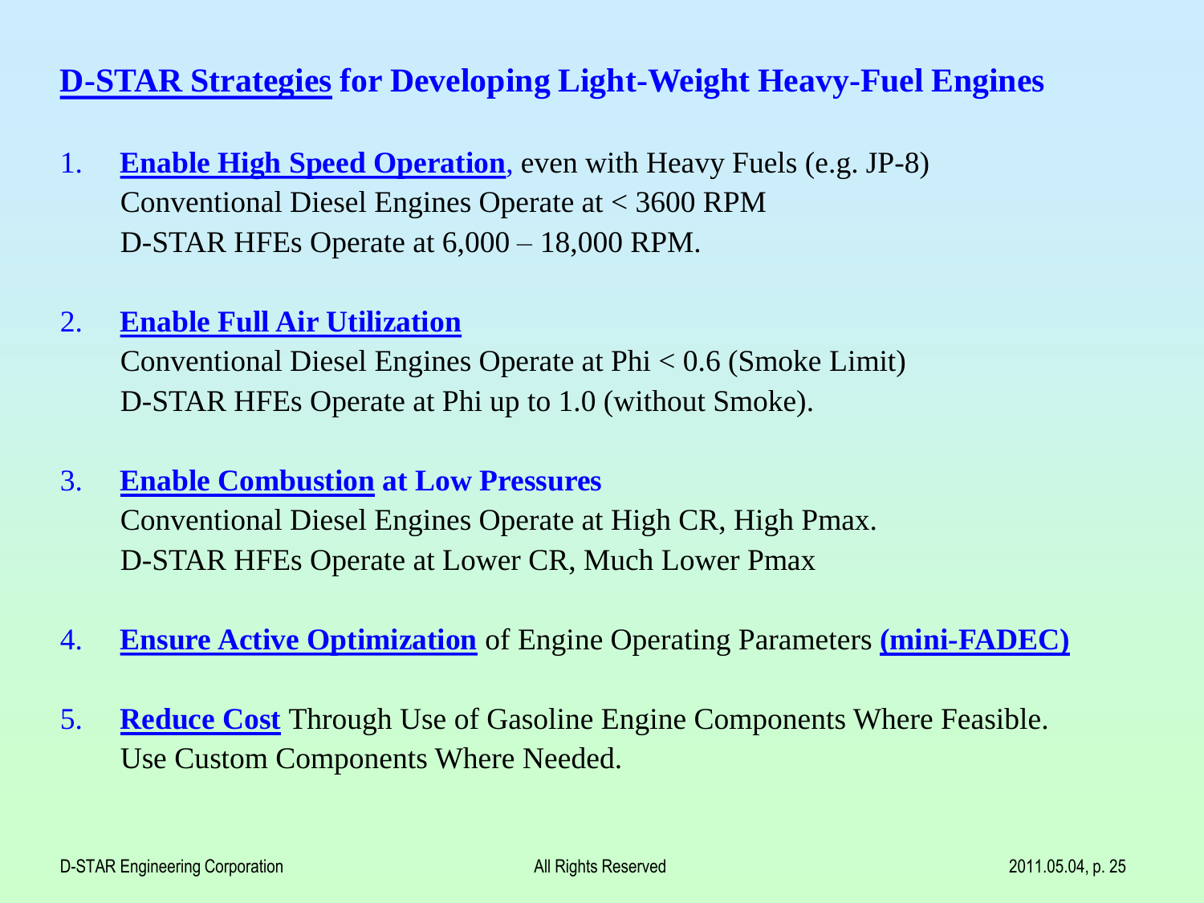## D-STAR Strategies for Developing Light-Weight Heavy-Fuel Engines

1. **Enable High Speed Operation**, even with Heavy Fuels (e.g. JP-8)
   Conventional Diesel Engines Operate at < 3600 RPM
   D-STAR HFEs Operate at 6,000 – 18,000 RPM.

2. **Enable Full Air Utilization**
   Conventional Diesel Engines Operate at Phi < 0.6 (Smoke Limit)
   D-STAR HFEs Operate at Phi up to 1.0 (without Smoke).

3. **Enable Combustion at Low Pressures**
   Conventional Diesel Engines Operate at High CR, High Pmax.
   D-STAR HFEs Operate at Lower CR, Much Lower Pmax

4. **Ensure Active Optimization** of Engine Operating Parameters **(mini-FADEC)**

5. **Reduce Cost** Through Use of Gasoline Engine Components Where Feasible.
   Use Custom Components Where Needed.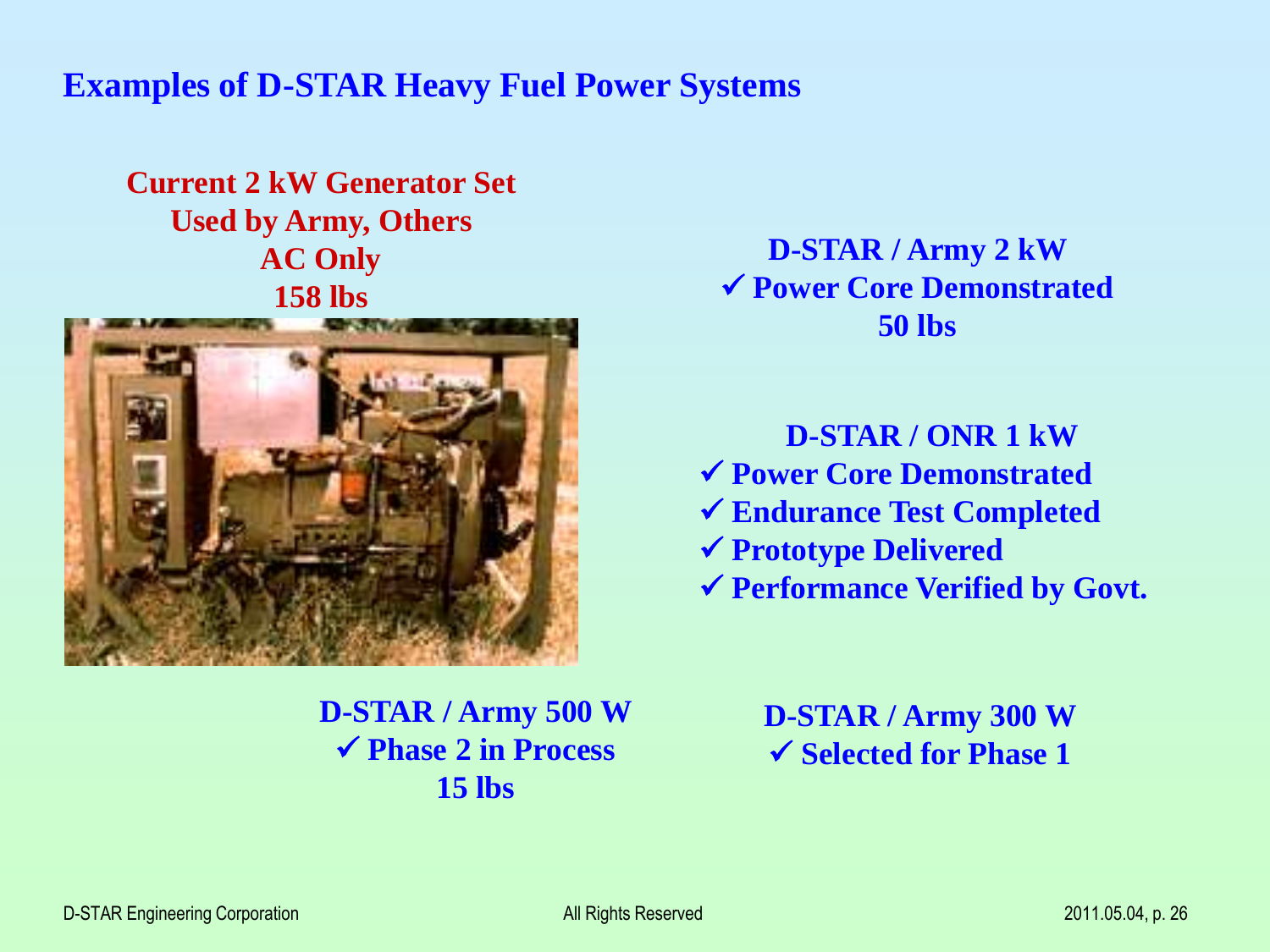# Examples of D-STAR Heavy Fuel Power Systems

**Current 2 kW Generator Set**
**Used by Army, Others**
**AC Only**
**158 lbs**

**D-STAR / Army 2 kW**
- ✓ **Power Core Demonstrated**

**50 lbs**

**D-STAR / ONR 1 kW**
- ✓ **Power Core Demonstrated**
- ✓ **Endurance Test Completed**
- ✓ **Prototype Delivered**
- ✓ **Performance Verified by Govt.**

**D-STAR / Army 500 W**
- ✓ **Phase 2 in Process**

**15 lbs**

**D-STAR / Army 300 W**
- ✓ **Selected for Phase 1**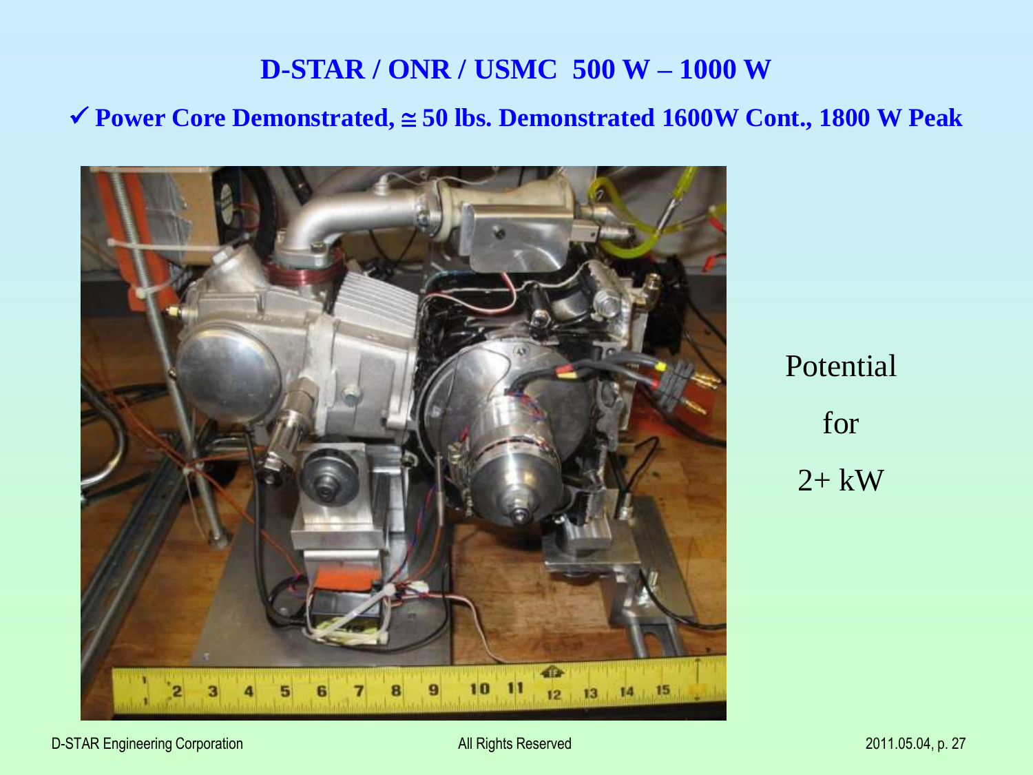# D-STAR / ONR / USMC 500 W – 1000 W

✓ **Power Core Demonstrated, ≅ 50 lbs. Demonstrated 1600W Cont., 1800 W Peak**

Potential

for

2+ kW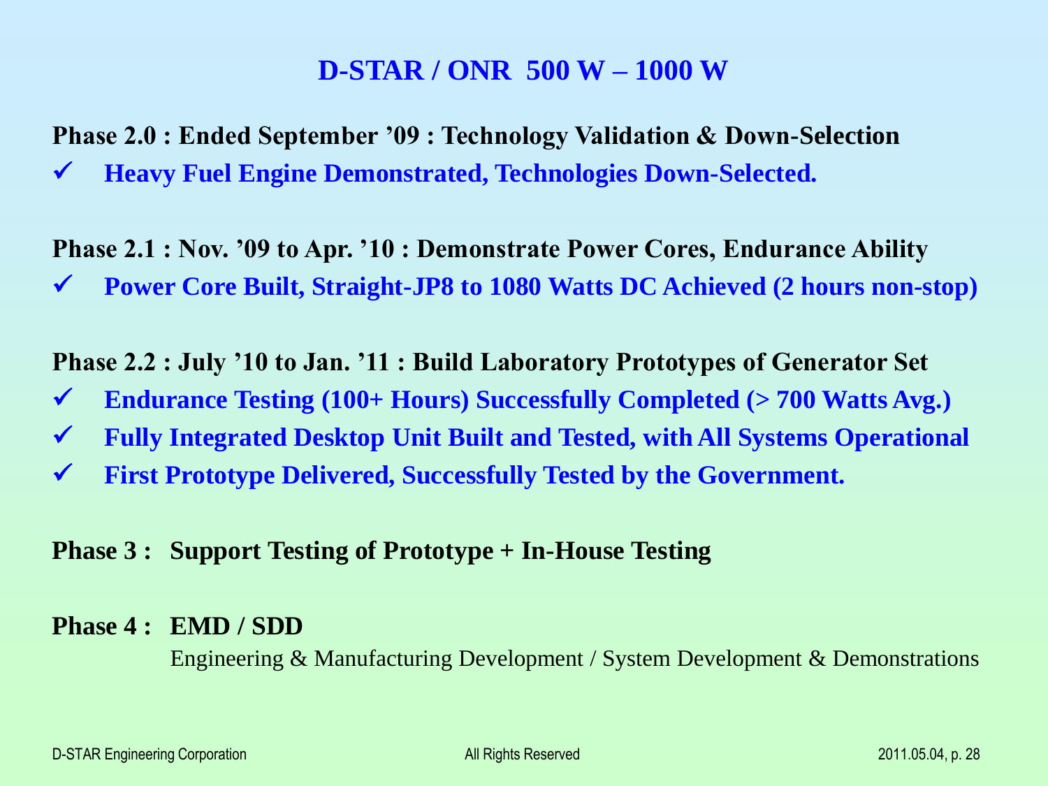# D-STAR / ONR 500 W – 1000 W

**Phase 2.0 : Ended September '09 : Technology Validation & Down-Selection**

- ✓ **Heavy Fuel Engine Demonstrated, Technologies Down-Selected.**

**Phase 2.1 : Nov. '09 to Apr. '10 : Demonstrate Power Cores, Endurance Ability**

- ✓ **Power Core Built, Straight-JP8 to 1080 Watts DC Achieved (2 hours non-stop)**

**Phase 2.2 : July '10 to Jan. '11 : Build Laboratory Prototypes of Generator Set**

- ✓ **Endurance Testing (100+ Hours) Successfully Completed (> 700 Watts Avg.)**
- ✓ **Fully Integrated Desktop Unit Built and Tested, with All Systems Operational**
- ✓ **First Prototype Delivered, Successfully Tested by the Government.**

**Phase 3 : Support Testing of Prototype + In-House Testing**

**Phase 4 : EMD / SDD**

Engineering & Manufacturing Development / System Development & Demonstrations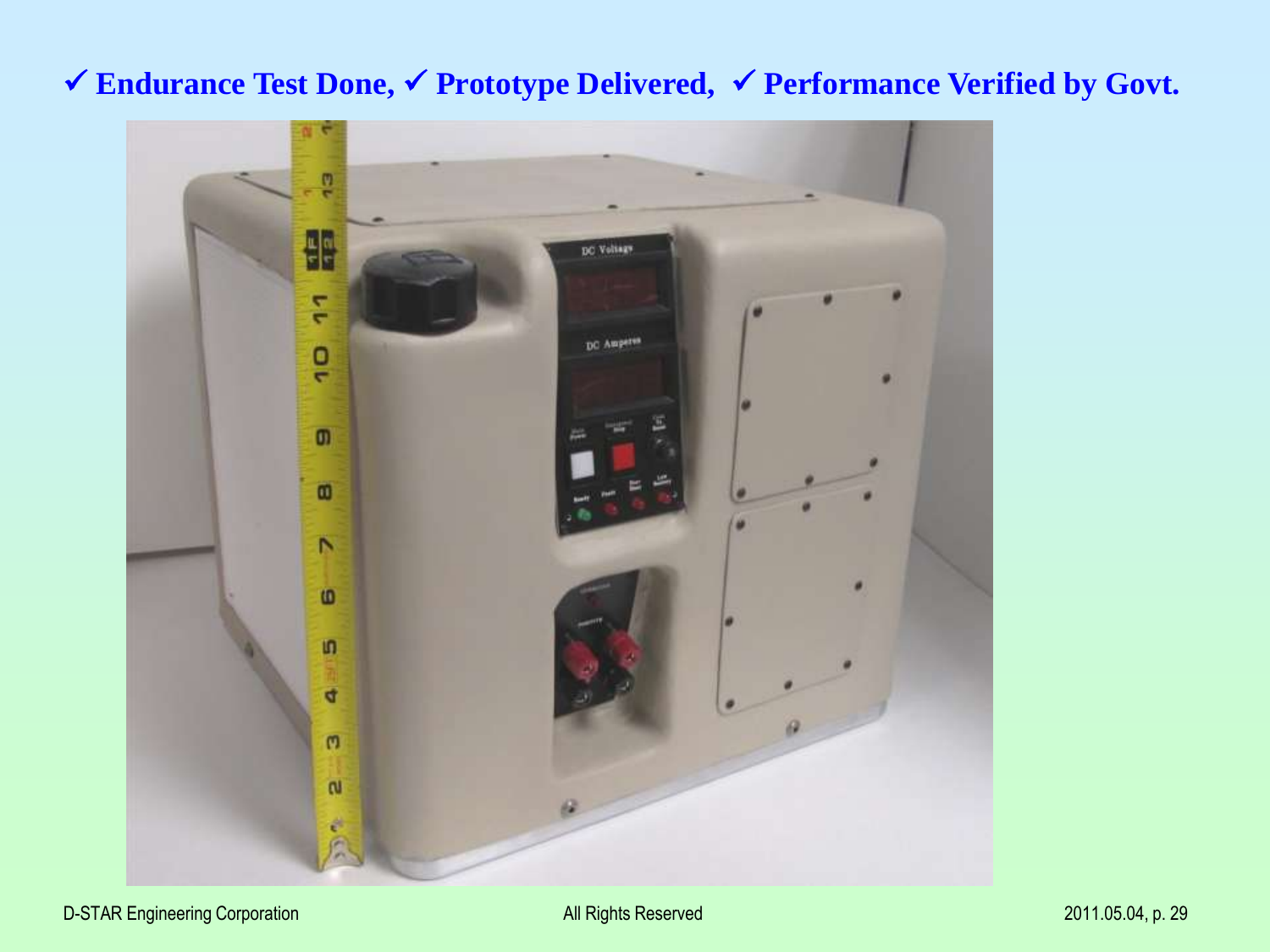✓ **Endurance Test Done,** ✓ **Prototype Delivered,** ✓ **Performance Verified by Govt.**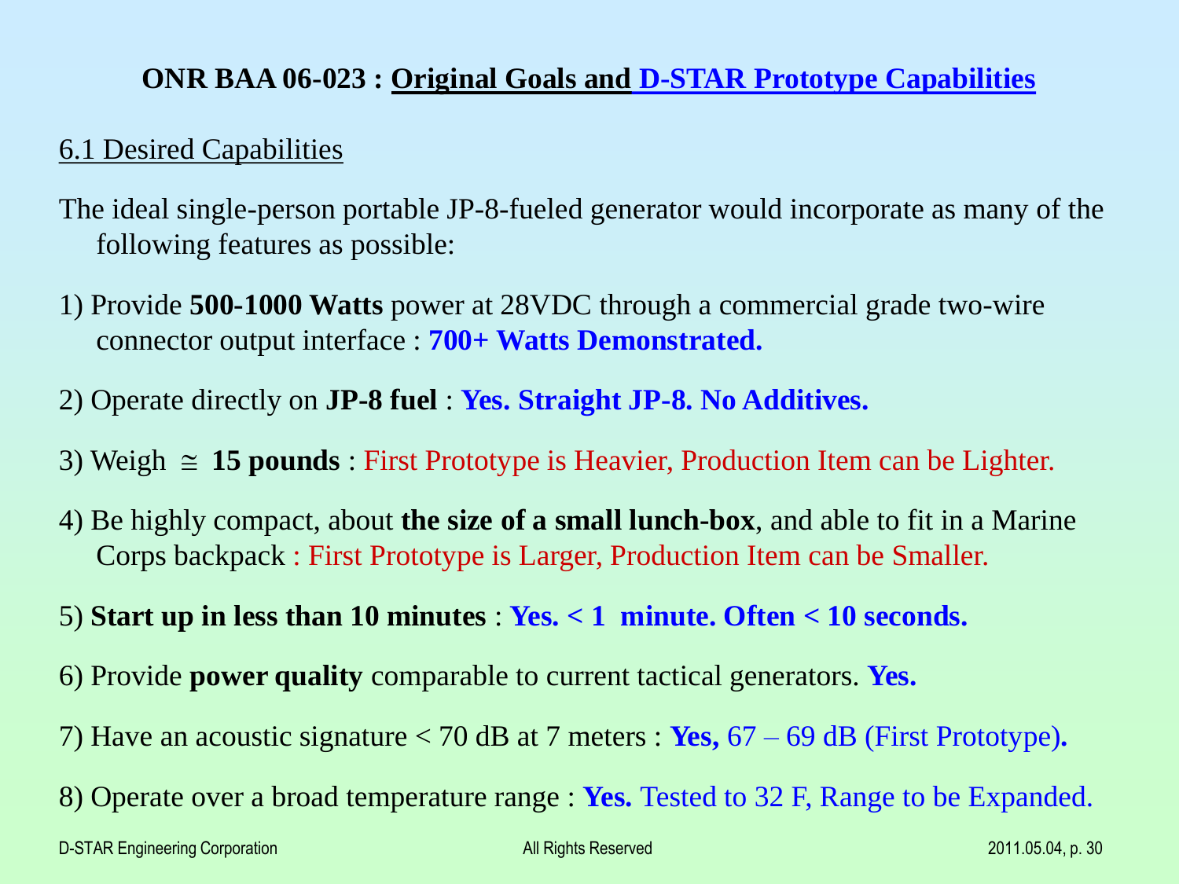## ONR BAA 06-023 : Original Goals and D-STAR Prototype Capabilities

6.1 Desired Capabilities

The ideal single-person portable JP-8-fueled generator would incorporate as many of the following features as possible:

1) Provide **500-1000 Watts** power at 28VDC through a commercial grade two-wire connector output interface : **700+ Watts Demonstrated.**

2) Operate directly on **JP-8 fuel** : **Yes. Straight JP-8. No Additives.**

3) Weigh $\cong$ **15 pounds** : First Prototype is Heavier, Production Item can be Lighter.

4) Be highly compact, about **the size of a small lunch-box**, and able to fit in a Marine Corps backpack : First Prototype is Larger, Production Item can be Smaller.

5) **Start up in less than 10 minutes** : **Yes. < 1 minute. Often < 10 seconds.**

6) Provide **power quality** comparable to current tactical generators. **Yes.**

7) Have an acoustic signature < 70 dB at 7 meters : **Yes,** 67 – 69 dB (First Prototype)**.**

8) Operate over a broad temperature range : **Yes.** Tested to 32 F, Range to be Expanded.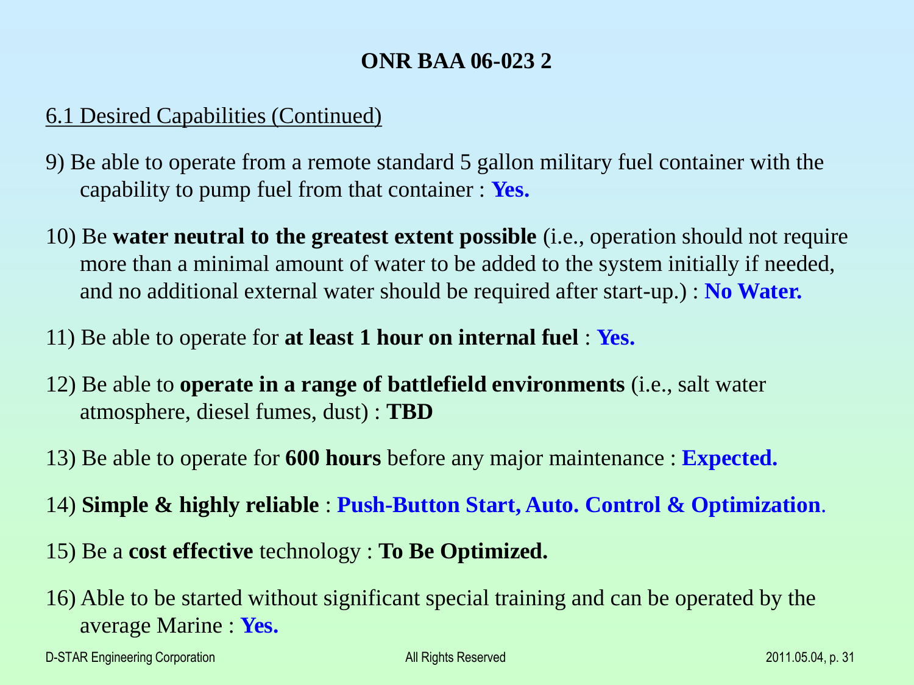## ONR BAA 06-023 2

6.1 Desired Capabilities (Continued)

9) Be able to operate from a remote standard 5 gallon military fuel container with the capability to pump fuel from that container : **Yes.**

10) Be **water neutral to the greatest extent possible** (i.e., operation should not require more than a minimal amount of water to be added to the system initially if needed, and no additional external water should be required after start-up.) : **No Water.**

11) Be able to operate for **at least 1 hour on internal fuel** : **Yes.**

12) Be able to **operate in a range of battlefield environments** (i.e., salt water atmosphere, diesel fumes, dust) : **TBD**

13) Be able to operate for **600 hours** before any major maintenance : **Expected.**

14) **Simple & highly reliable** : **Push-Button Start, Auto. Control & Optimization**.

15) Be a **cost effective** technology : **To Be Optimized.**

16) Able to be started without significant special training and can be operated by the average Marine : **Yes.**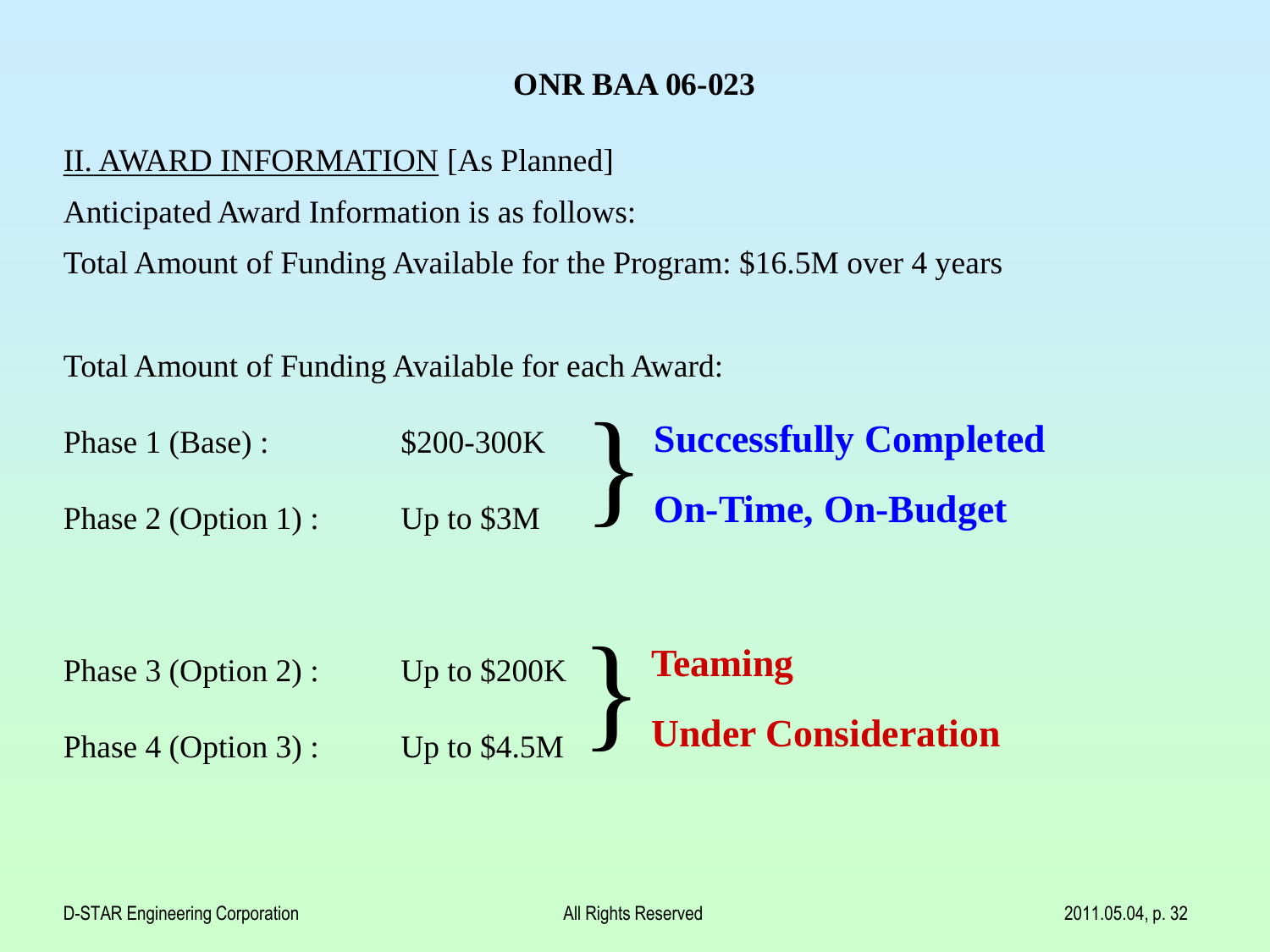# ONR BAA 06-023

II. AWARD INFORMATION [As Planned]

Anticipated Award Information is as follows:

Total Amount of Funding Available for the Program: $16.5M over 4 years

Total Amount of Funding Available for each Award:

| Phase | Funding | Status |
|---|---|---|
| Phase 1 (Base) : | $200-300K | **Successfully Completed On-Time, On-Budget** |
| Phase 2 (Option 1) : | Up to $3M | |
| Phase 3 (Option 2) : | Up to $200K | **Teaming Under Consideration** |
| Phase 4 (Option 3) : | Up to $4.5M | |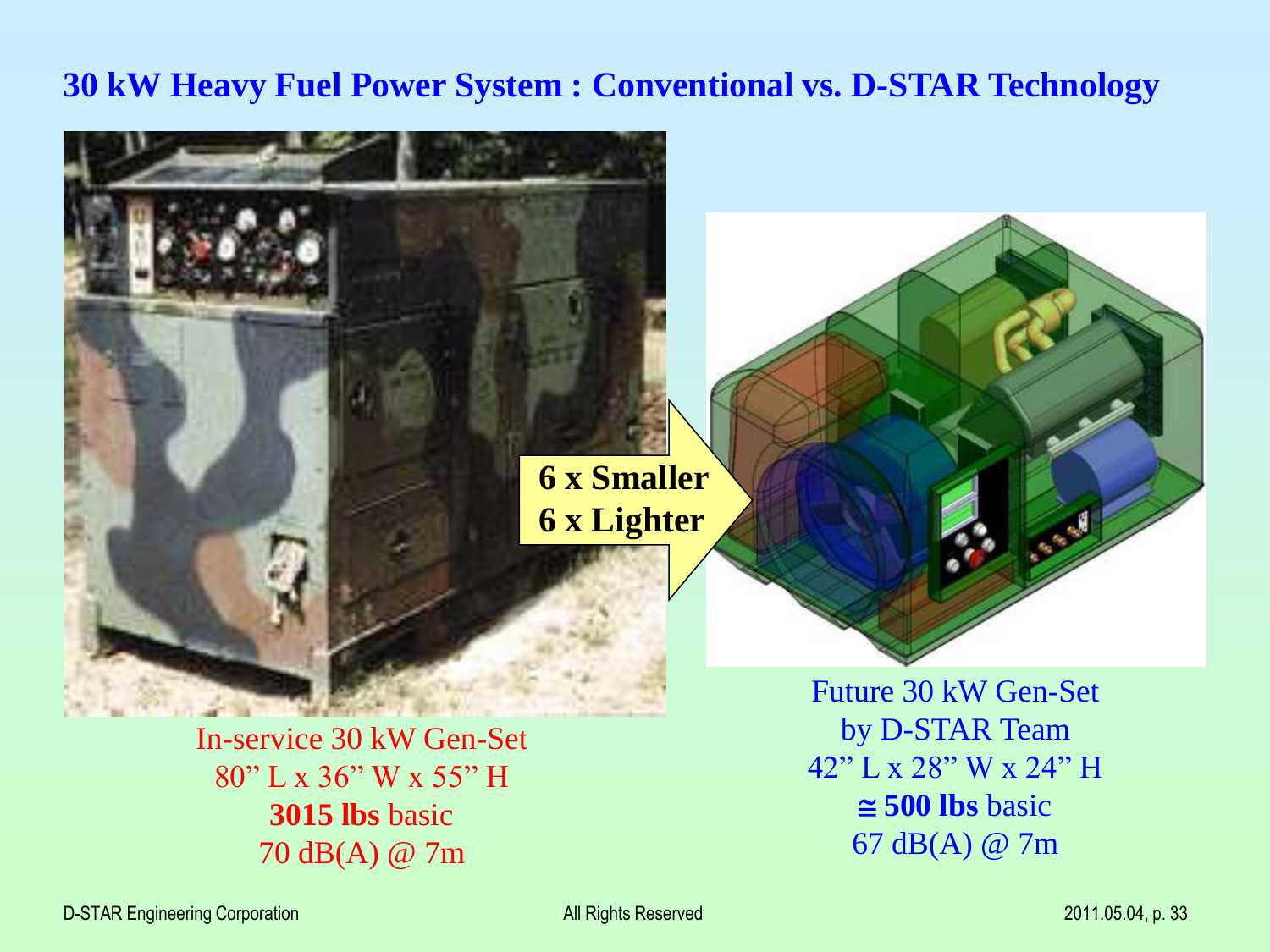# 30 kW Heavy Fuel Power System : Conventional vs. D-STAR Technology

**6 x Smaller**
**6 x Lighter**

In-service 30 kW Gen-Set
80" L x 36" W x 55" H
**3015 lbs** basic
70 dB(A) @ 7m

Future 30 kW Gen-Set
by D-STAR Team
42" L x 28" W x 24" H
**≅ 500 lbs** basic
67 dB(A) @ 7m

D-STAR Engineering Corporation — All Rights Reserved — 2011.05.04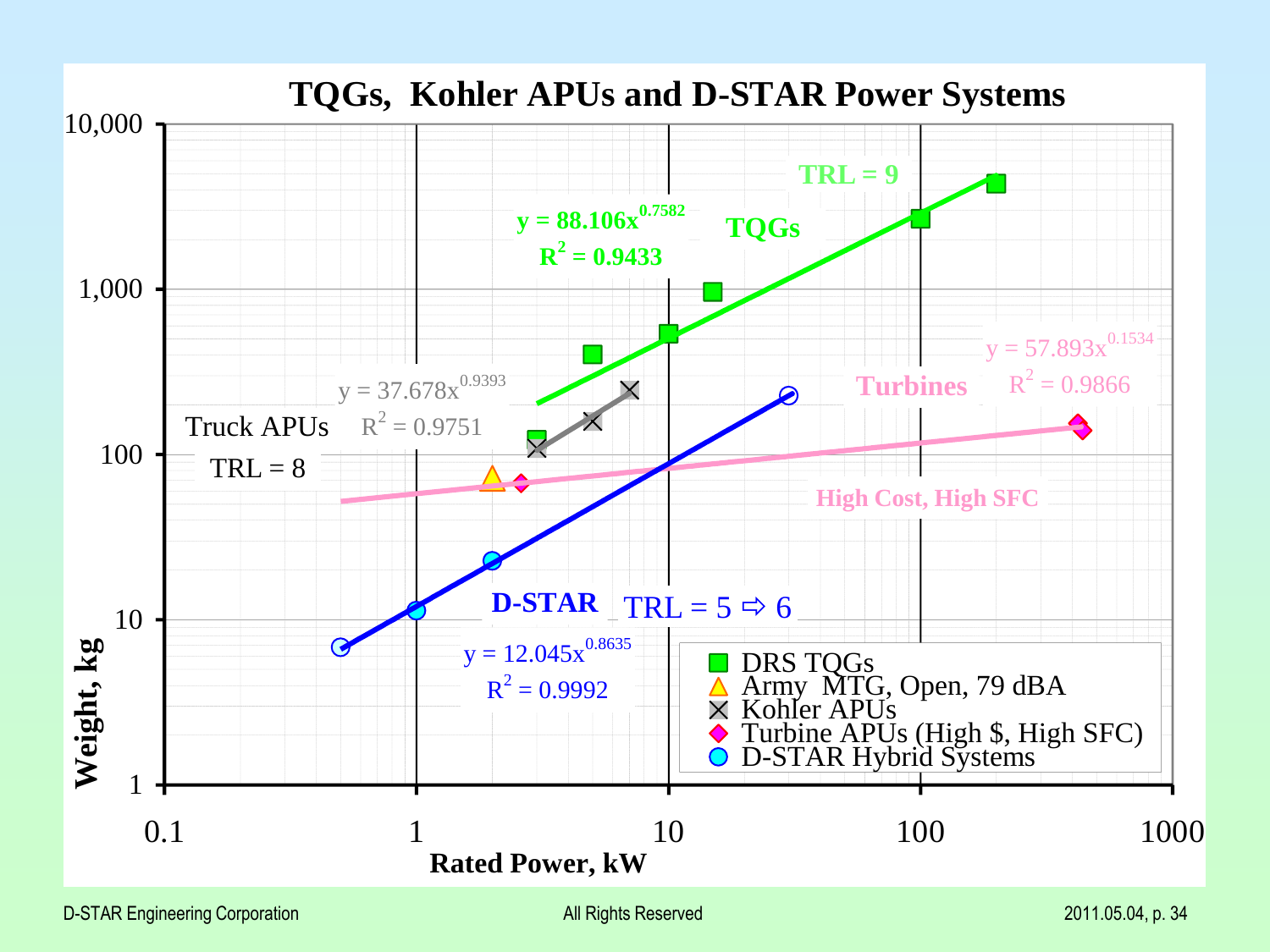# TQGs, Kohler APUs and D-STAR Power Systems

Chart: Weight, kg (log scale, 1 to 10,000) vs. Rated Power, kW (log scale, 0.1 to 1000)

Legend:
- DRS TQGs
- Army MTG, Open, 79 dBA
- Kohler APUs
- Turbine APUs (High $, High SFC)
- D-STAR Hybrid Systems

Annotations:

- TQGs, TRL = 9: $y = 88.106x^{0.7582}$, $R^2 = 0.9433$
- Truck APUs, TRL = 8: $y = 37.678x^{0.9393}$, $R^2 = 0.9751$
- Turbines, High Cost, High SFC: $y = 57.893x^{0.1534}$, $R^2 = 0.9866$
- D-STAR, TRL = 5 ⇨ 6: $y = 12.045x^{0.8635}$, $R^2 = 0.9992$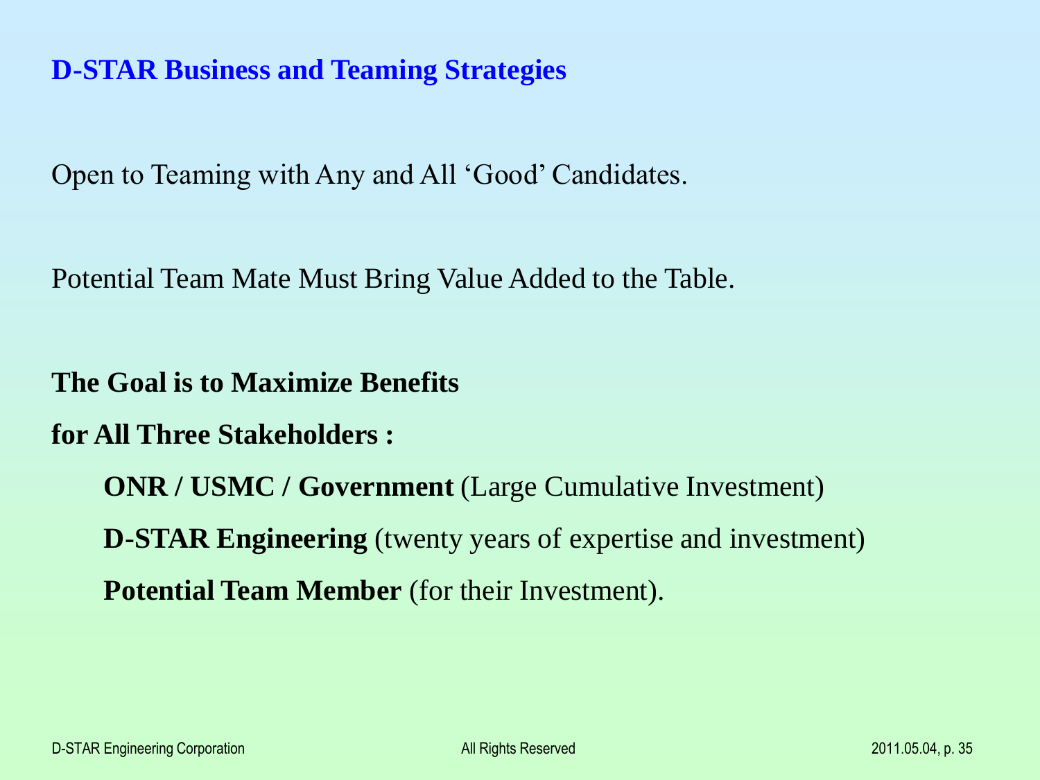## D-STAR Business and Teaming Strategies

Open to Teaming with Any and All 'Good' Candidates.

Potential Team Mate Must Bring Value Added to the Table.

**The Goal is to Maximize Benefits**

**for All Three Stakeholders :**

- **ONR / USMC / Government** (Large Cumulative Investment)
- **D-STAR Engineering** (twenty years of expertise and investment)
- **Potential Team Member** (for their Investment).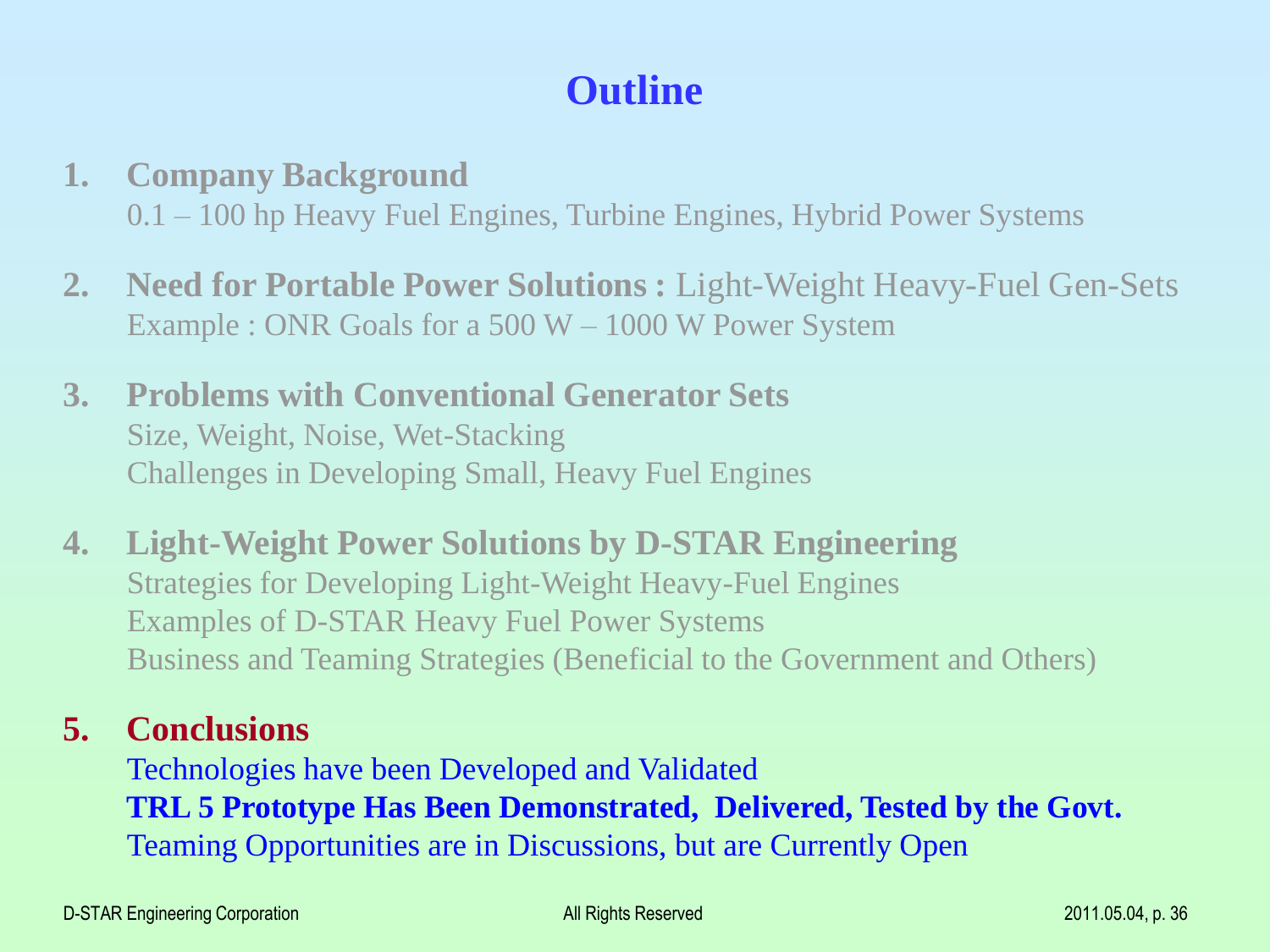# Outline

1. **Company Background**
   0.1 – 100 hp Heavy Fuel Engines, Turbine Engines, Hybrid Power Systems

2. **Need for Portable Power Solutions :** Light-Weight Heavy-Fuel Gen-Sets
   Example : ONR Goals for a 500 W – 1000 W Power System

3. **Problems with Conventional Generator Sets**
   Size, Weight, Noise, Wet-Stacking
   Challenges in Developing Small, Heavy Fuel Engines

4. **Light-Weight Power Solutions by D-STAR Engineering**
   Strategies for Developing Light-Weight Heavy-Fuel Engines
   Examples of D-STAR Heavy Fuel Power Systems
   Business and Teaming Strategies (Beneficial to the Government and Others)

5. **Conclusions**
   Technologies have been Developed and Validated
   **TRL 5 Prototype Has Been Demonstrated, Delivered, Tested by the Govt.**
   Teaming Opportunities are in Discussions, but are Currently Open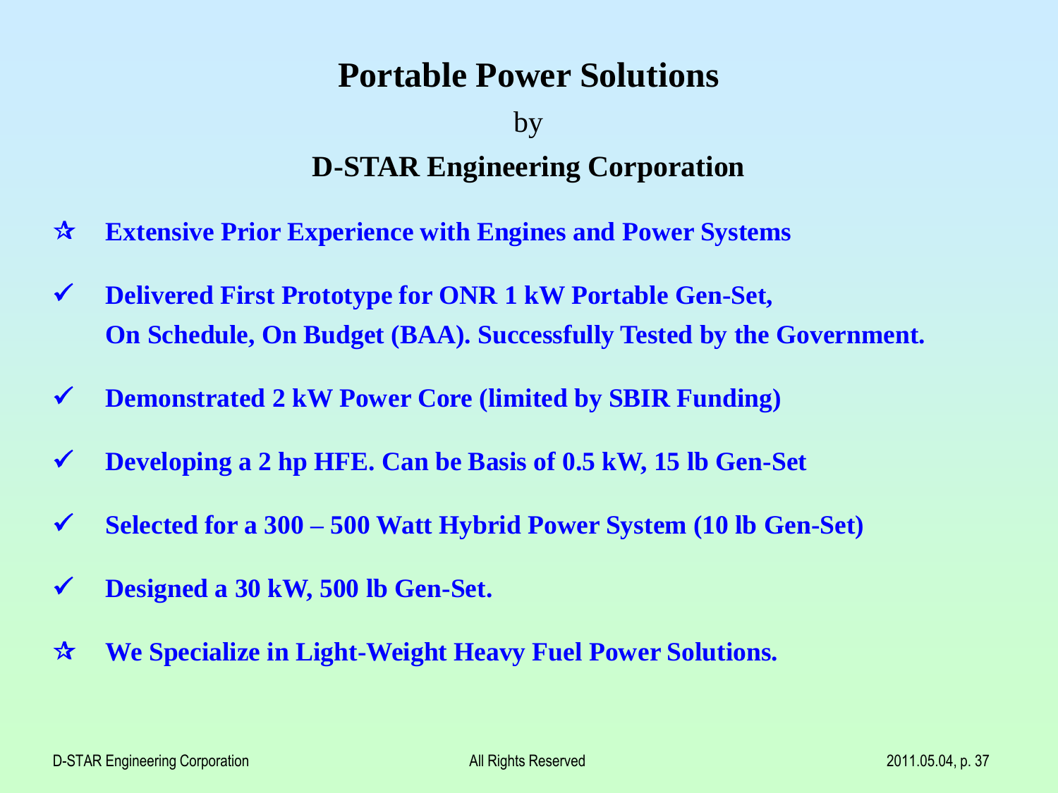# Portable Power Solutions

by

## D-STAR Engineering Corporation

- ☆ **Extensive Prior Experience with Engines and Power Systems**
- ✓ **Delivered First Prototype for ONR 1 kW Portable Gen-Set, On Schedule, On Budget (BAA). Successfully Tested by the Government.**
- ✓ **Demonstrated 2 kW Power Core (limited by SBIR Funding)**
- ✓ **Developing a 2 hp HFE. Can be Basis of 0.5 kW, 15 lb Gen-Set**
- ✓ **Selected for a 300 – 500 Watt Hybrid Power System (10 lb Gen-Set)**
- ✓ **Designed a 30 kW, 500 lb Gen-Set.**
- ☆ **We Specialize in Light-Weight Heavy Fuel Power Solutions.**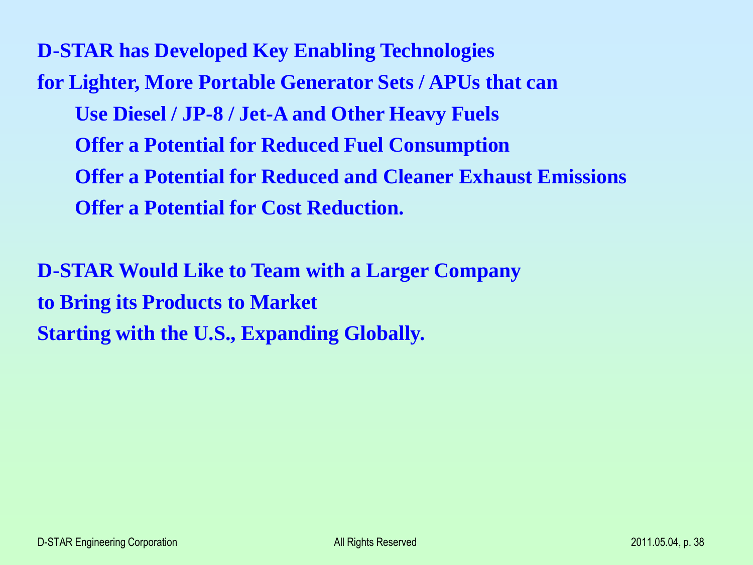**D-STAR has Developed Key Enabling Technologies**
**for Lighter, More Portable Generator Sets / APUs that can**

- **Use Diesel / JP-8 / Jet-A and Other Heavy Fuels**
- **Offer a Potential for Reduced Fuel Consumption**
- **Offer a Potential for Reduced and Cleaner Exhaust Emissions**
- **Offer a Potential for Cost Reduction.**

**D-STAR Would Like to Team with a Larger Company**
**to Bring its Products to Market**
**Starting with the U.S., Expanding Globally.**